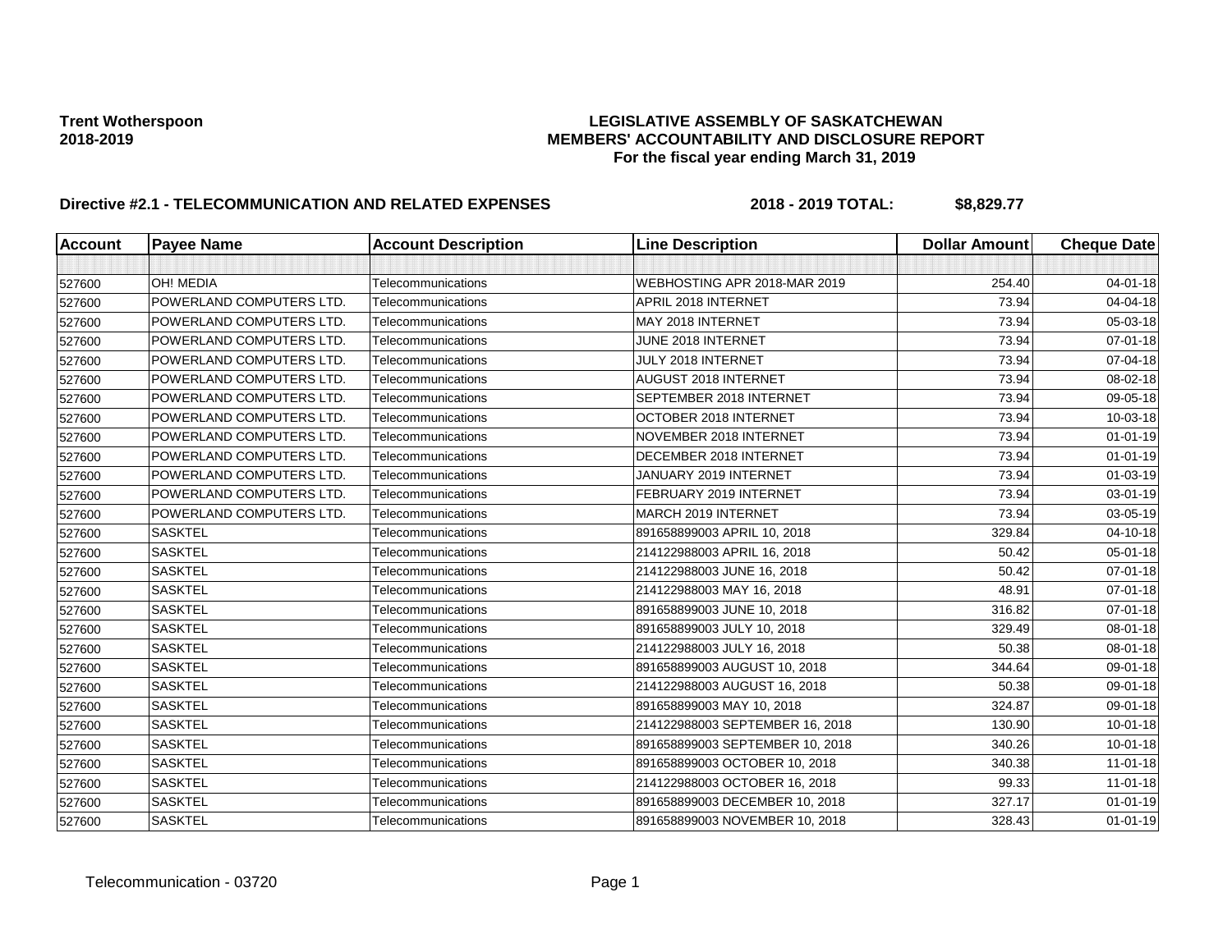**Trent Wotherspoon**
**2018-2019**

# LEGISLATIVE ASSEMBLY OF SASKATCHEWAN
## MEMBERS' ACCOUNTABILITY AND DISCLOSURE REPORT
### For the fiscal year ending March 31, 2019

**Directive #2.1 - TELECOMMUNICATION AND RELATED EXPENSES** **2018 - 2019 TOTAL: $8,829.77**

| Account | Payee Name | Account Description | Line Description | Dollar Amount | Cheque Date |
|---|---|---|---|---|---|
| | | | | | |
| 527600 | OH! MEDIA | Telecommunications | WEBHOSTING APR 2018-MAR 2019 | 254.40 | 04-01-18 |
| 527600 | POWERLAND COMPUTERS LTD. | Telecommunications | APRIL 2018 INTERNET | 73.94 | 04-04-18 |
| 527600 | POWERLAND COMPUTERS LTD. | Telecommunications | MAY 2018 INTERNET | 73.94 | 05-03-18 |
| 527600 | POWERLAND COMPUTERS LTD. | Telecommunications | JUNE 2018 INTERNET | 73.94 | 07-01-18 |
| 527600 | POWERLAND COMPUTERS LTD. | Telecommunications | JULY 2018 INTERNET | 73.94 | 07-04-18 |
| 527600 | POWERLAND COMPUTERS LTD. | Telecommunications | AUGUST 2018 INTERNET | 73.94 | 08-02-18 |
| 527600 | POWERLAND COMPUTERS LTD. | Telecommunications | SEPTEMBER 2018 INTERNET | 73.94 | 09-05-18 |
| 527600 | POWERLAND COMPUTERS LTD. | Telecommunications | OCTOBER 2018 INTERNET | 73.94 | 10-03-18 |
| 527600 | POWERLAND COMPUTERS LTD. | Telecommunications | NOVEMBER 2018 INTERNET | 73.94 | 01-01-19 |
| 527600 | POWERLAND COMPUTERS LTD. | Telecommunications | DECEMBER 2018 INTERNET | 73.94 | 01-01-19 |
| 527600 | POWERLAND COMPUTERS LTD. | Telecommunications | JANUARY 2019 INTERNET | 73.94 | 01-03-19 |
| 527600 | POWERLAND COMPUTERS LTD. | Telecommunications | FEBRUARY 2019 INTERNET | 73.94 | 03-01-19 |
| 527600 | POWERLAND COMPUTERS LTD. | Telecommunications | MARCH 2019 INTERNET | 73.94 | 03-05-19 |
| 527600 | SASKTEL | Telecommunications | 891658899003 APRIL 10, 2018 | 329.84 | 04-10-18 |
| 527600 | SASKTEL | Telecommunications | 214122988003 APRIL 16, 2018 | 50.42 | 05-01-18 |
| 527600 | SASKTEL | Telecommunications | 214122988003 JUNE 16, 2018 | 50.42 | 07-01-18 |
| 527600 | SASKTEL | Telecommunications | 214122988003 MAY 16, 2018 | 48.91 | 07-01-18 |
| 527600 | SASKTEL | Telecommunications | 891658899003 JUNE 10, 2018 | 316.82 | 07-01-18 |
| 527600 | SASKTEL | Telecommunications | 891658899003 JULY 10, 2018 | 329.49 | 08-01-18 |
| 527600 | SASKTEL | Telecommunications | 214122988003 JULY 16, 2018 | 50.38 | 08-01-18 |
| 527600 | SASKTEL | Telecommunications | 891658899003 AUGUST 10, 2018 | 344.64 | 09-01-18 |
| 527600 | SASKTEL | Telecommunications | 214122988003 AUGUST 16, 2018 | 50.38 | 09-01-18 |
| 527600 | SASKTEL | Telecommunications | 891658899003 MAY 10, 2018 | 324.87 | 09-01-18 |
| 527600 | SASKTEL | Telecommunications | 214122988003 SEPTEMBER 16, 2018 | 130.90 | 10-01-18 |
| 527600 | SASKTEL | Telecommunications | 891658899003 SEPTEMBER 10, 2018 | 340.26 | 10-01-18 |
| 527600 | SASKTEL | Telecommunications | 891658899003 OCTOBER 10, 2018 | 340.38 | 11-01-18 |
| 527600 | SASKTEL | Telecommunications | 214122988003 OCTOBER 16, 2018 | 99.33 | 11-01-18 |
| 527600 | SASKTEL | Telecommunications | 891658899003 DECEMBER 10, 2018 | 327.17 | 01-01-19 |
| 527600 | SASKTEL | Telecommunications | 891658899003 NOVEMBER 10, 2018 | 328.43 | 01-01-19 |

Telecommunication - 03720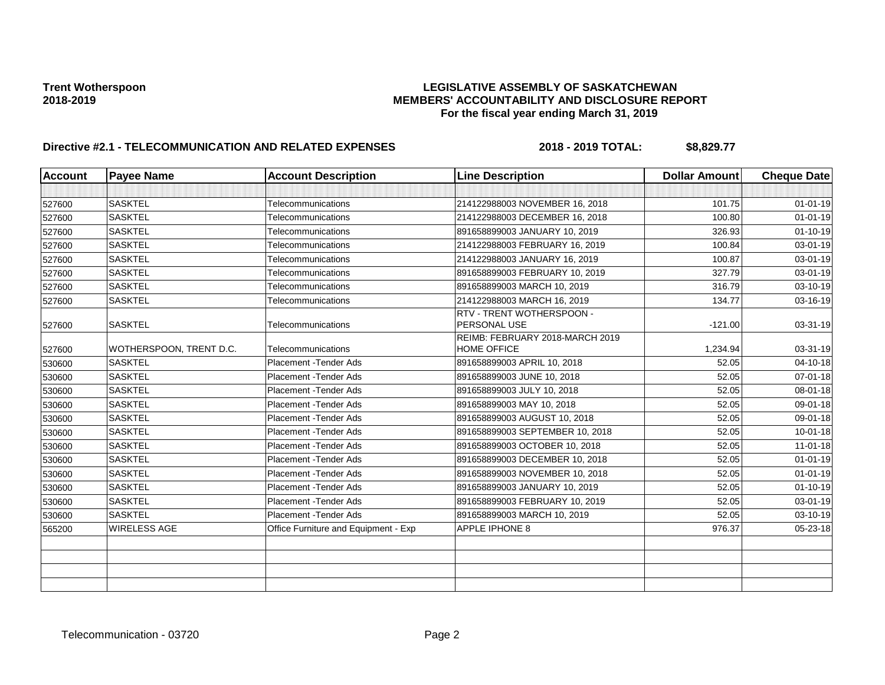**Trent Wotherspoon**
**2018-2019**

**LEGISLATIVE ASSEMBLY OF SASKATCHEWAN**
**MEMBERS' ACCOUNTABILITY AND DISCLOSURE REPORT**
**For the fiscal year ending March 31, 2019**

**Directive #2.1 - TELECOMMUNICATION AND RELATED EXPENSES** **2018 - 2019 TOTAL: $8,829.77**

| Account | Payee Name | Account Description | Line Description | Dollar Amount | Cheque Date |
|---|---|---|---|---|---|
| | | | | | |
| 527600 | SASKTEL | Telecommunications | 214122988003 NOVEMBER 16, 2018 | 101.75 | 01-01-19 |
| 527600 | SASKTEL | Telecommunications | 214122988003 DECEMBER 16, 2018 | 100.80 | 01-01-19 |
| 527600 | SASKTEL | Telecommunications | 891658899003 JANUARY 10, 2019 | 326.93 | 01-10-19 |
| 527600 | SASKTEL | Telecommunications | 214122988003 FEBRUARY 16, 2019 | 100.84 | 03-01-19 |
| 527600 | SASKTEL | Telecommunications | 214122988003 JANUARY 16, 2019 | 100.87 | 03-01-19 |
| 527600 | SASKTEL | Telecommunications | 891658899003 FEBRUARY 10, 2019 | 327.79 | 03-01-19 |
| 527600 | SASKTEL | Telecommunications | 891658899003 MARCH 10, 2019 | 316.79 | 03-10-19 |
| 527600 | SASKTEL | Telecommunications | 214122988003 MARCH 16, 2019 | 134.77 | 03-16-19 |
| 527600 | SASKTEL | Telecommunications | RTV - TRENT WOTHERSPOON - PERSONAL USE | -121.00 | 03-31-19 |
| 527600 | WOTHERSPOON, TRENT D.C. | Telecommunications | REIMB: FEBRUARY 2018-MARCH 2019 HOME OFFICE | 1,234.94 | 03-31-19 |
| 530600 | SASKTEL | Placement -Tender Ads | 891658899003 APRIL 10, 2018 | 52.05 | 04-10-18 |
| 530600 | SASKTEL | Placement -Tender Ads | 891658899003 JUNE 10, 2018 | 52.05 | 07-01-18 |
| 530600 | SASKTEL | Placement -Tender Ads | 891658899003 JULY 10, 2018 | 52.05 | 08-01-18 |
| 530600 | SASKTEL | Placement -Tender Ads | 891658899003 MAY 10, 2018 | 52.05 | 09-01-18 |
| 530600 | SASKTEL | Placement -Tender Ads | 891658899003 AUGUST 10, 2018 | 52.05 | 09-01-18 |
| 530600 | SASKTEL | Placement -Tender Ads | 891658899003 SEPTEMBER 10, 2018 | 52.05 | 10-01-18 |
| 530600 | SASKTEL | Placement -Tender Ads | 891658899003 OCTOBER 10, 2018 | 52.05 | 11-01-18 |
| 530600 | SASKTEL | Placement -Tender Ads | 891658899003 DECEMBER 10, 2018 | 52.05 | 01-01-19 |
| 530600 | SASKTEL | Placement -Tender Ads | 891658899003 NOVEMBER 10, 2018 | 52.05 | 01-01-19 |
| 530600 | SASKTEL | Placement -Tender Ads | 891658899003 JANUARY 10, 2019 | 52.05 | 01-10-19 |
| 530600 | SASKTEL | Placement -Tender Ads | 891658899003 FEBRUARY 10, 2019 | 52.05 | 03-01-19 |
| 530600 | SASKTEL | Placement -Tender Ads | 891658899003 MARCH 10, 2019 | 52.05 | 03-10-19 |
| 565200 | WIRELESS AGE | Office Furniture and Equipment - Exp | APPLE IPHONE 8 | 976.37 | 05-23-18 |
| | | | | | |
| | | | | | |
| | | | | | |
| | | | | | |

Telecommunication - 03720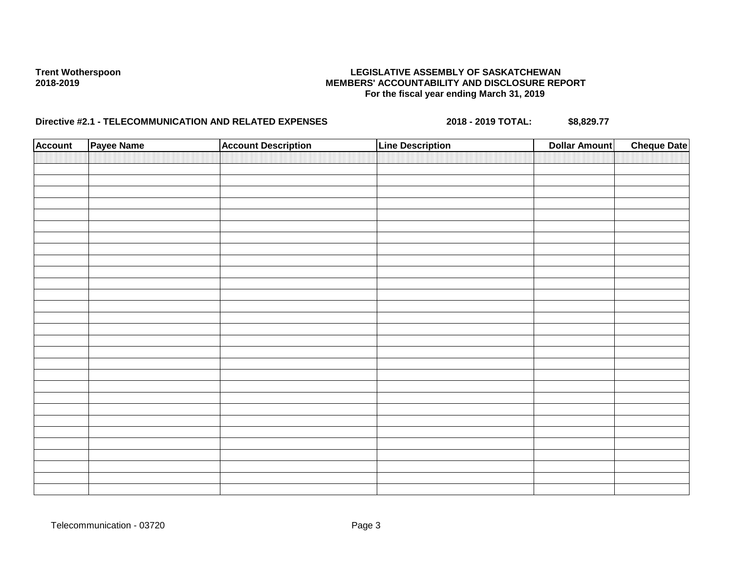**Trent Wotherspoon**
**2018-2019**

**LEGISLATIVE ASSEMBLY OF SASKATCHEWAN**
**MEMBERS' ACCOUNTABILITY AND DISCLOSURE REPORT**
**For the fiscal year ending March 31, 2019**

**Directive #2.1 - TELECOMMUNICATION AND RELATED EXPENSES** **2018 - 2019 TOTAL: $8,829.77**

| Account | Payee Name | Account Description | Line Description | Dollar Amount | Cheque Date |
|---|---|---|---|---|---|
| | | | | | |

Telecommunication - 03720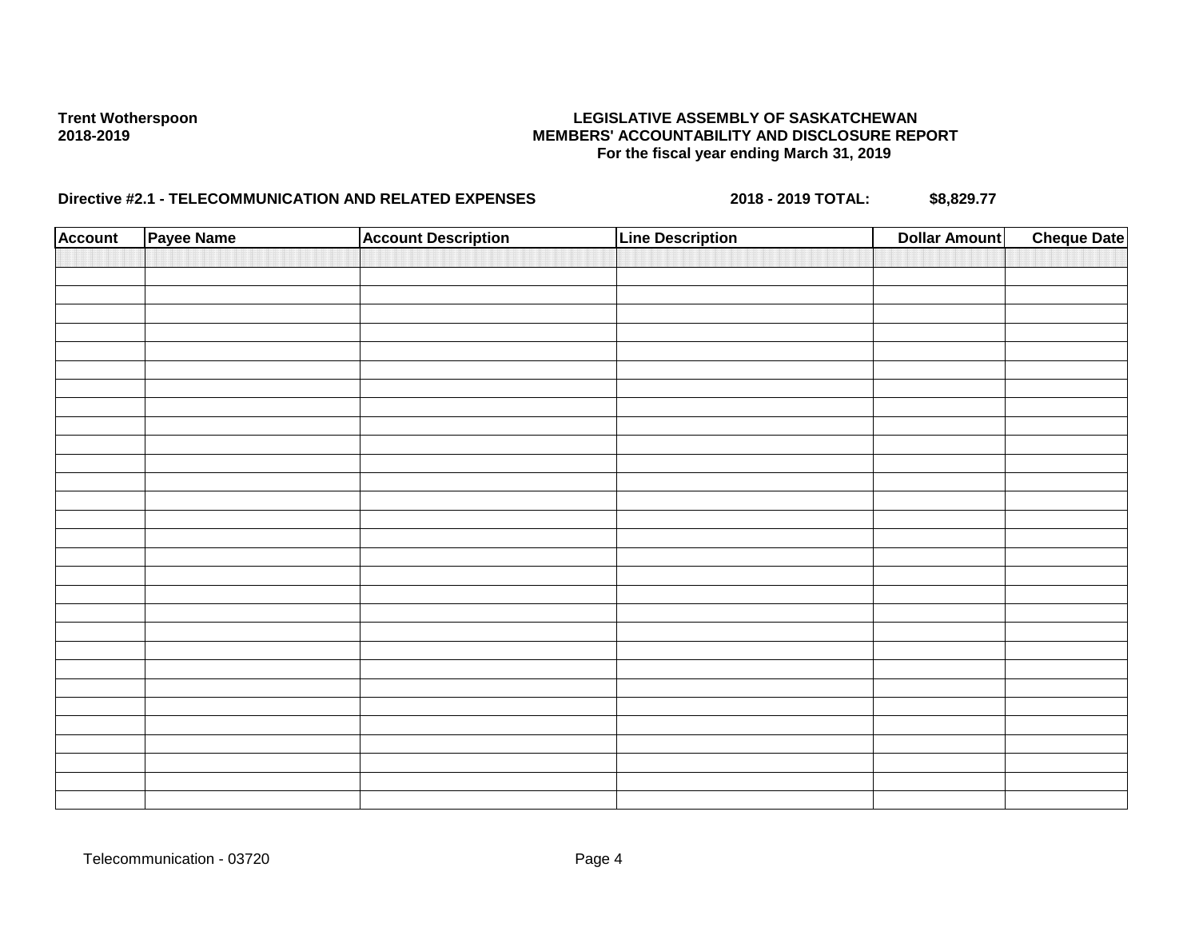**Trent Wotherspoon**
**2018-2019**

**LEGISLATIVE ASSEMBLY OF SASKATCHEWAN**
**MEMBERS' ACCOUNTABILITY AND DISCLOSURE REPORT**
**For the fiscal year ending March 31, 2019**

**Directive #2.1 - TELECOMMUNICATION AND RELATED EXPENSES** **2018 - 2019 TOTAL:** **$8,829.77**

| Account | Payee Name | Account Description | Line Description | Dollar Amount | Cheque Date |
|---|---|---|---|---|---|
| | | | | | |

Telecommunication - 03720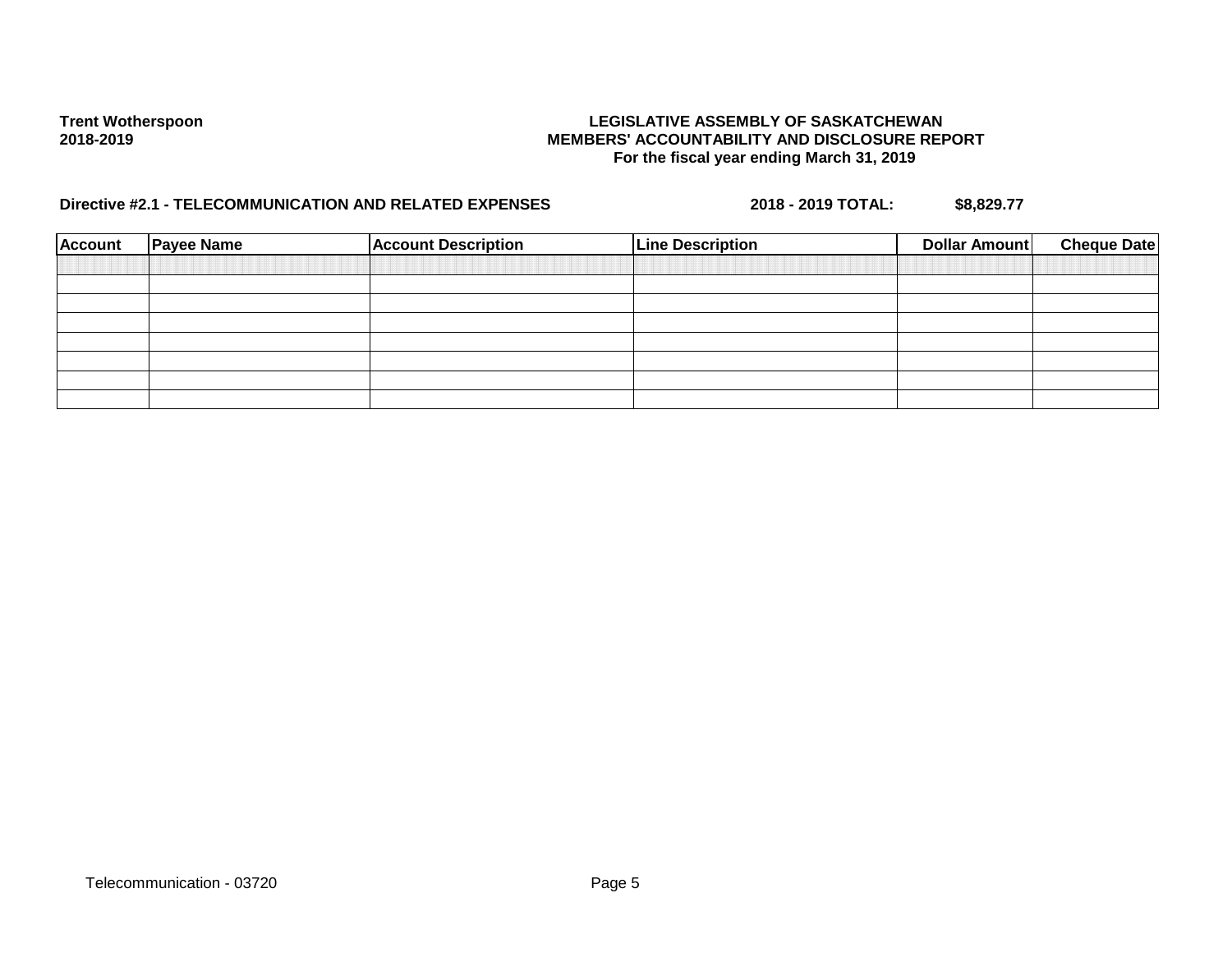**Trent Wotherspoon**
**2018-2019**

**LEGISLATIVE ASSEMBLY OF SASKATCHEWAN**
**MEMBERS' ACCOUNTABILITY AND DISCLOSURE REPORT**
**For the fiscal year ending March 31, 2019**

**Directive #2.1 - TELECOMMUNICATION AND RELATED EXPENSES** **2018 - 2019 TOTAL: $8,829.77**

| Account | Payee Name | Account Description | Line Description | Dollar Amount | Cheque Date |
|---|---|---|---|---|---|
| | | | | | |
| | | | | | |
| | | | | | |
| | | | | | |
| | | | | | |
| | | | | | |
| | | | | | |

Telecommunication - 03720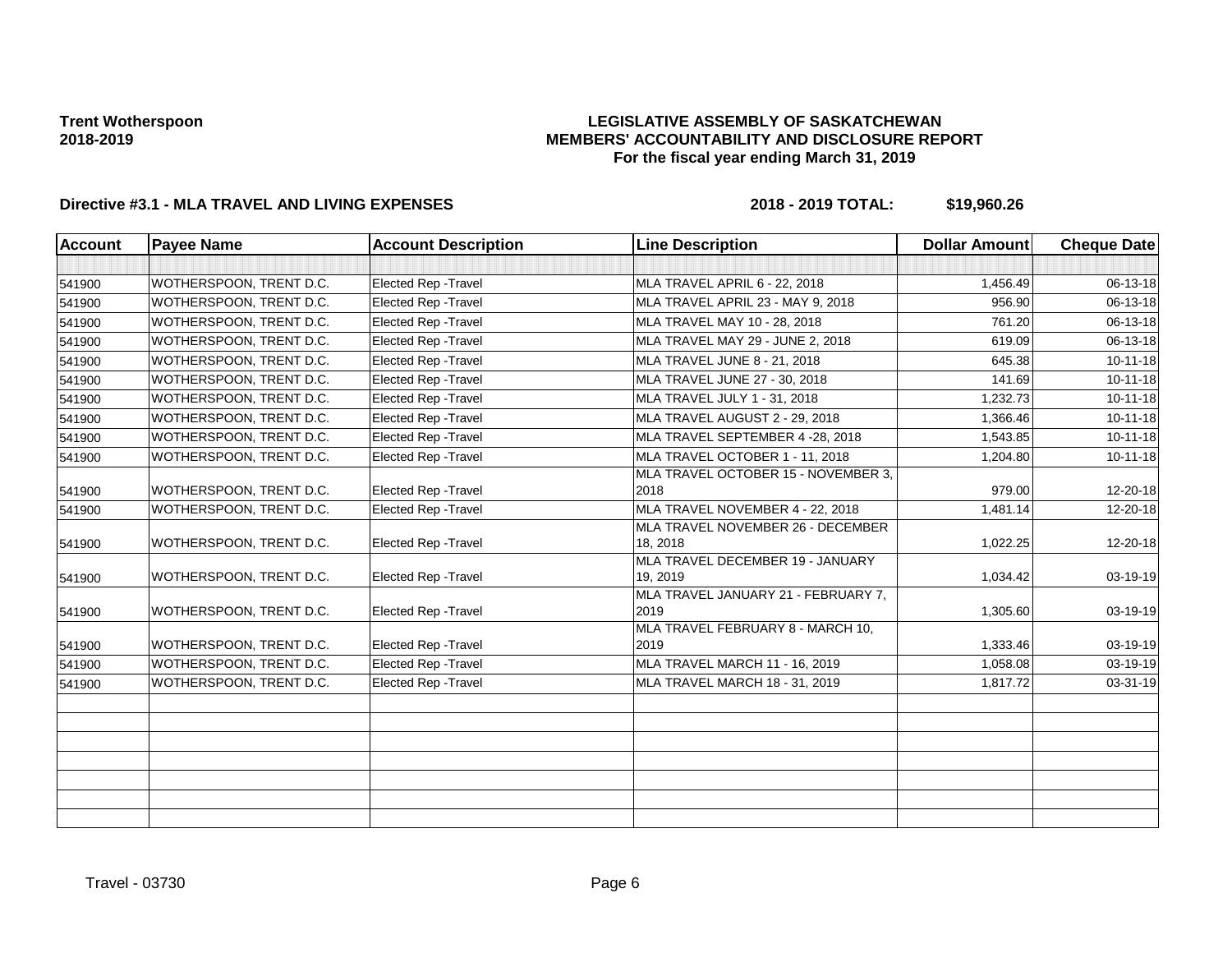**Trent Wotherspoon**
**2018-2019**

**LEGISLATIVE ASSEMBLY OF SASKATCHEWAN**
**MEMBERS' ACCOUNTABILITY AND DISCLOSURE REPORT**
**For the fiscal year ending March 31, 2019**

**Directive #3.1 - MLA TRAVEL AND LIVING EXPENSES** **2018 - 2019 TOTAL: $19,960.26**

| Account | Payee Name | Account Description | Line Description | Dollar Amount | Cheque Date |
|---|---|---|---|---|---|
| | | | | | |
| 541900 | WOTHERSPOON, TRENT D.C. | Elected Rep -Travel | MLA TRAVEL APRIL 6 - 22, 2018 | 1,456.49 | 06-13-18 |
| 541900 | WOTHERSPOON, TRENT D.C. | Elected Rep -Travel | MLA TRAVEL APRIL 23 - MAY 9, 2018 | 956.90 | 06-13-18 |
| 541900 | WOTHERSPOON, TRENT D.C. | Elected Rep -Travel | MLA TRAVEL MAY 10 - 28, 2018 | 761.20 | 06-13-18 |
| 541900 | WOTHERSPOON, TRENT D.C. | Elected Rep -Travel | MLA TRAVEL MAY 29 - JUNE 2, 2018 | 619.09 | 06-13-18 |
| 541900 | WOTHERSPOON, TRENT D.C. | Elected Rep -Travel | MLA TRAVEL JUNE 8 - 21, 2018 | 645.38 | 10-11-18 |
| 541900 | WOTHERSPOON, TRENT D.C. | Elected Rep -Travel | MLA TRAVEL JUNE 27 - 30, 2018 | 141.69 | 10-11-18 |
| 541900 | WOTHERSPOON, TRENT D.C. | Elected Rep -Travel | MLA TRAVEL JULY 1 - 31, 2018 | 1,232.73 | 10-11-18 |
| 541900 | WOTHERSPOON, TRENT D.C. | Elected Rep -Travel | MLA TRAVEL AUGUST 2 - 29, 2018 | 1,366.46 | 10-11-18 |
| 541900 | WOTHERSPOON, TRENT D.C. | Elected Rep -Travel | MLA TRAVEL SEPTEMBER 4 -28, 2018 | 1,543.85 | 10-11-18 |
| 541900 | WOTHERSPOON, TRENT D.C. | Elected Rep -Travel | MLA TRAVEL OCTOBER 1 - 11, 2018 | 1,204.80 | 10-11-18 |
| 541900 | WOTHERSPOON, TRENT D.C. | Elected Rep -Travel | MLA TRAVEL OCTOBER 15 - NOVEMBER 3, 2018 | 979.00 | 12-20-18 |
| 541900 | WOTHERSPOON, TRENT D.C. | Elected Rep -Travel | MLA TRAVEL NOVEMBER 4 - 22, 2018 | 1,481.14 | 12-20-18 |
| 541900 | WOTHERSPOON, TRENT D.C. | Elected Rep -Travel | MLA TRAVEL NOVEMBER 26 - DECEMBER 18, 2018 | 1,022.25 | 12-20-18 |
| 541900 | WOTHERSPOON, TRENT D.C. | Elected Rep -Travel | MLA TRAVEL DECEMBER 19 - JANUARY 19, 2019 | 1,034.42 | 03-19-19 |
| 541900 | WOTHERSPOON, TRENT D.C. | Elected Rep -Travel | MLA TRAVEL JANUARY 21 - FEBRUARY 7, 2019 | 1,305.60 | 03-19-19 |
| 541900 | WOTHERSPOON, TRENT D.C. | Elected Rep -Travel | MLA TRAVEL FEBRUARY 8 - MARCH 10, 2019 | 1,333.46 | 03-19-19 |
| 541900 | WOTHERSPOON, TRENT D.C. | Elected Rep -Travel | MLA TRAVEL MARCH 11 - 16, 2019 | 1,058.08 | 03-19-19 |
| 541900 | WOTHERSPOON, TRENT D.C. | Elected Rep -Travel | MLA TRAVEL MARCH 18 - 31, 2019 | 1,817.72 | 03-31-19 |
| | | | | | |
| | | | | | |
| | | | | | |
| | | | | | |
| | | | | | |
| | | | | | |
| | | | | | |

Travel - 03730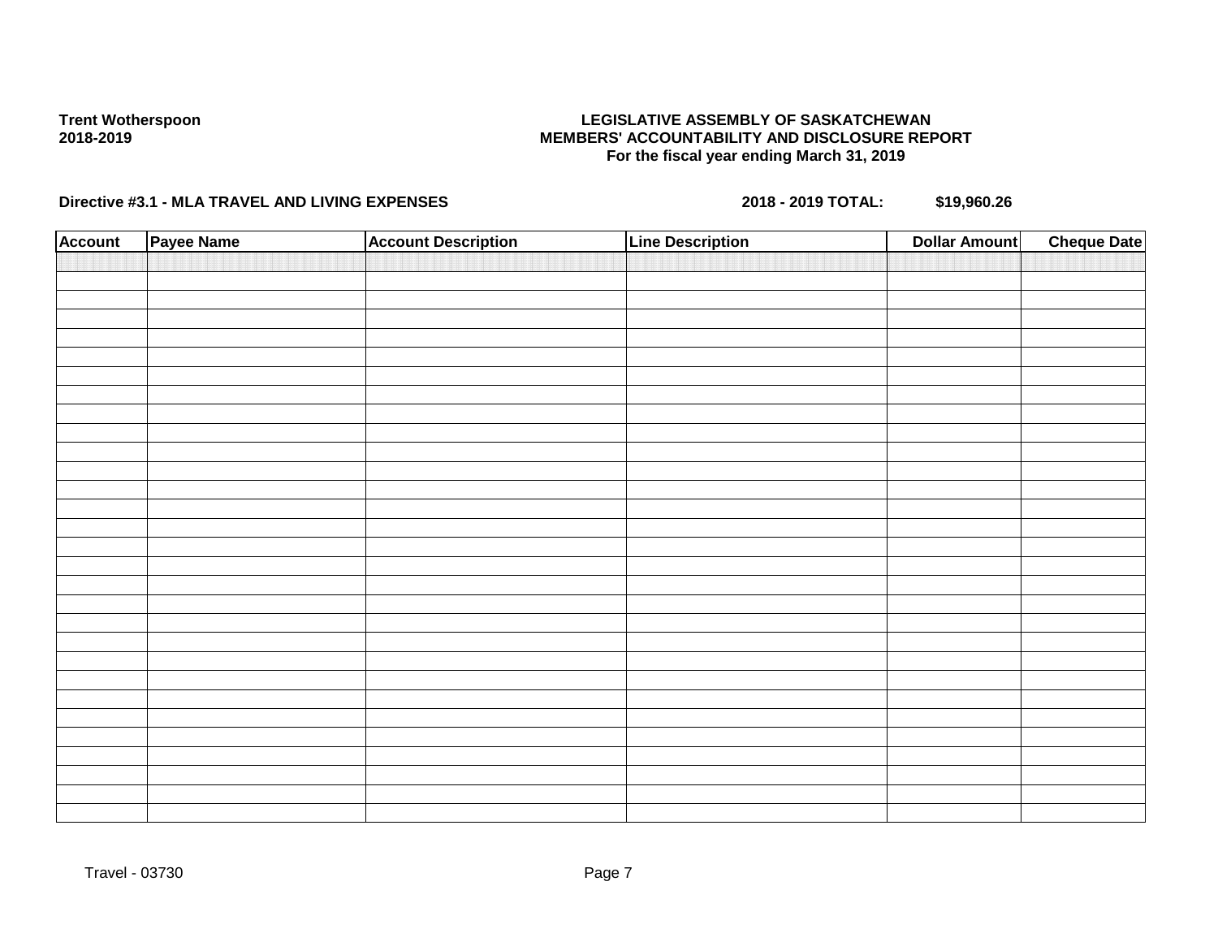Trent Wotherspoon
2018-2019

**LEGISLATIVE ASSEMBLY OF SASKATCHEWAN**
**MEMBERS' ACCOUNTABILITY AND DISCLOSURE REPORT**
**For the fiscal year ending March 31, 2019**

**Directive #3.1 - MLA TRAVEL AND LIVING EXPENSES** **2018 - 2019 TOTAL: $19,960.26**

| Account | Payee Name | Account Description | Line Description | Dollar Amount | Cheque Date |
|---|---|---|---|---|---|
| | | | | | |

Travel - 03730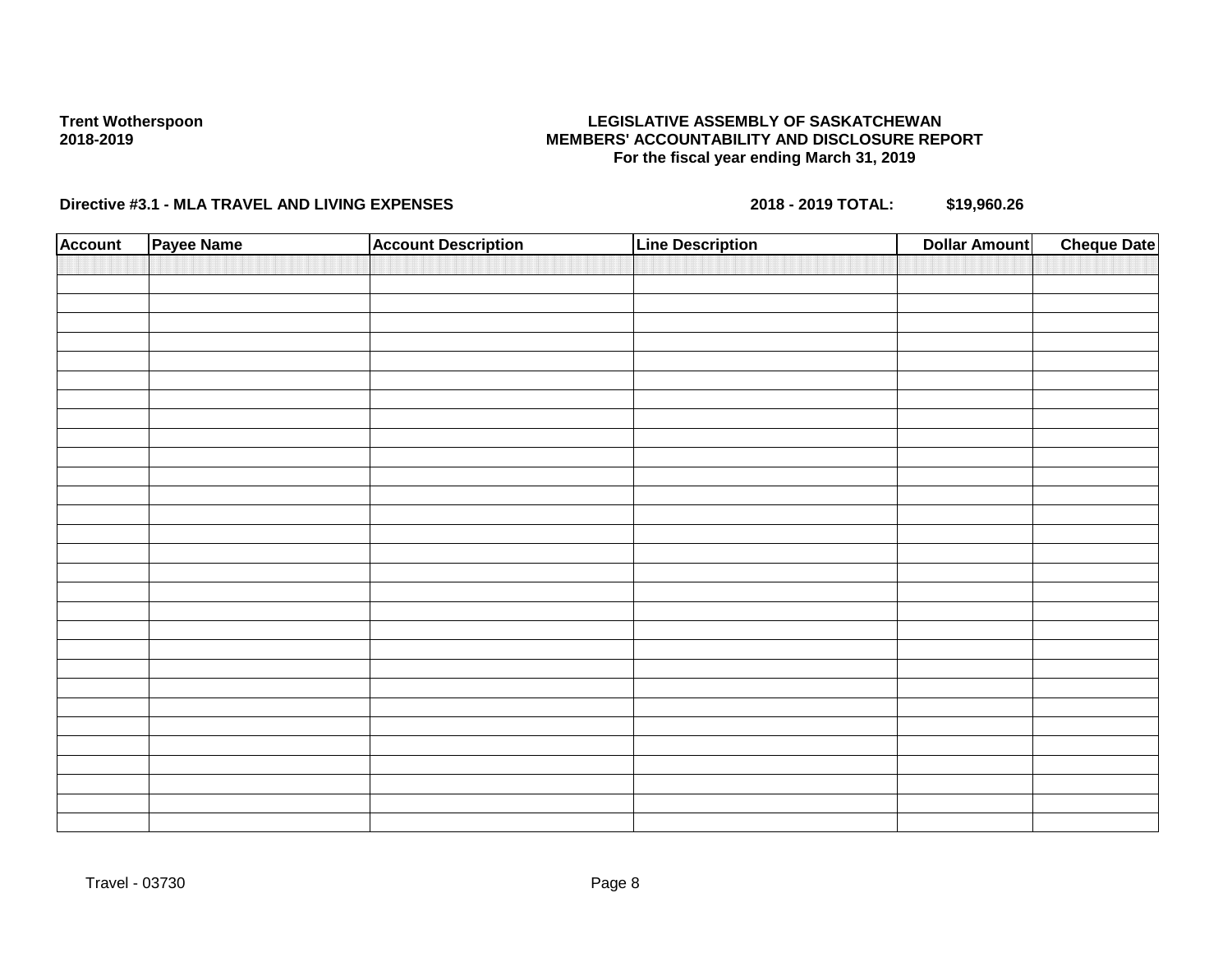**Trent Wotherspoon**
**2018-2019**

**LEGISLATIVE ASSEMBLY OF SASKATCHEWAN**
**MEMBERS' ACCOUNTABILITY AND DISCLOSURE REPORT**
**For the fiscal year ending March 31, 2019**

**Directive #3.1 - MLA TRAVEL AND LIVING EXPENSES** **2018 - 2019 TOTAL: $19,960.26**

| Account | Payee Name | Account Description | Line Description | Dollar Amount | Cheque Date |
|---|---|---|---|---|---|
| | | | | | |

Travel - 03730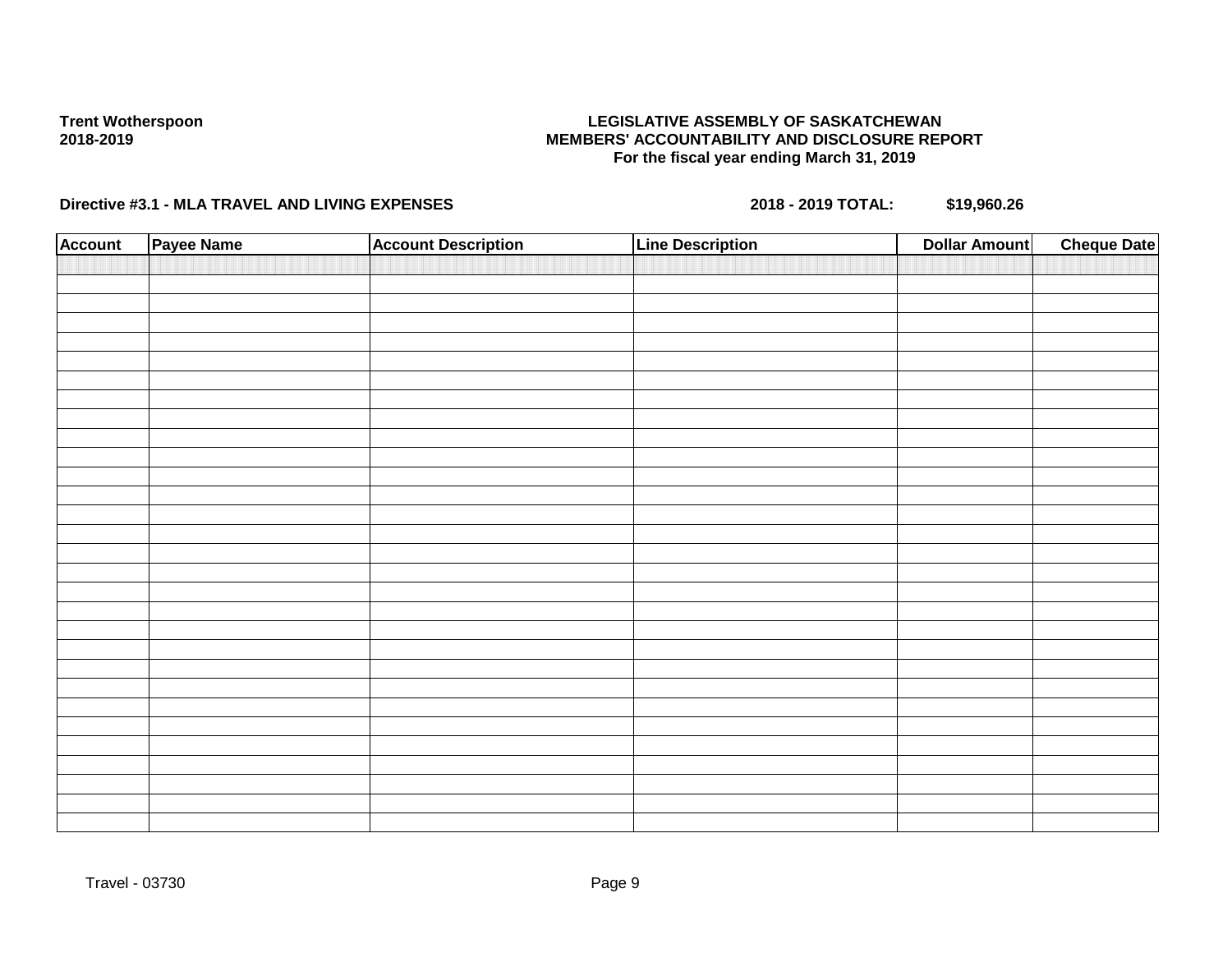**Trent Wotherspoon**
**2018-2019**

**LEGISLATIVE ASSEMBLY OF SASKATCHEWAN**
**MEMBERS' ACCOUNTABILITY AND DISCLOSURE REPORT**
**For the fiscal year ending March 31, 2019**

**Directive #3.1 - MLA TRAVEL AND LIVING EXPENSES** **2018 - 2019 TOTAL: $19,960.26**

| Account | Payee Name | Account Description | Line Description | Dollar Amount | Cheque Date |
|---|---|---|---|---|---|
| | | | | | |
| | | | | | |
| | | | | | |
| | | | | | |
| | | | | | |
| | | | | | |
| | | | | | |
| | | | | | |
| | | | | | |
| | | | | | |
| | | | | | |
| | | | | | |
| | | | | | |
| | | | | | |
| | | | | | |
| | | | | | |
| | | | | | |
| | | | | | |
| | | | | | |
| | | | | | |
| | | | | | |
| | | | | | |
| | | | | | |
| | | | | | |
| | | | | | |
| | | | | | |
| | | | | | |
| | | | | | |
| | | | | | |

Travel - 03730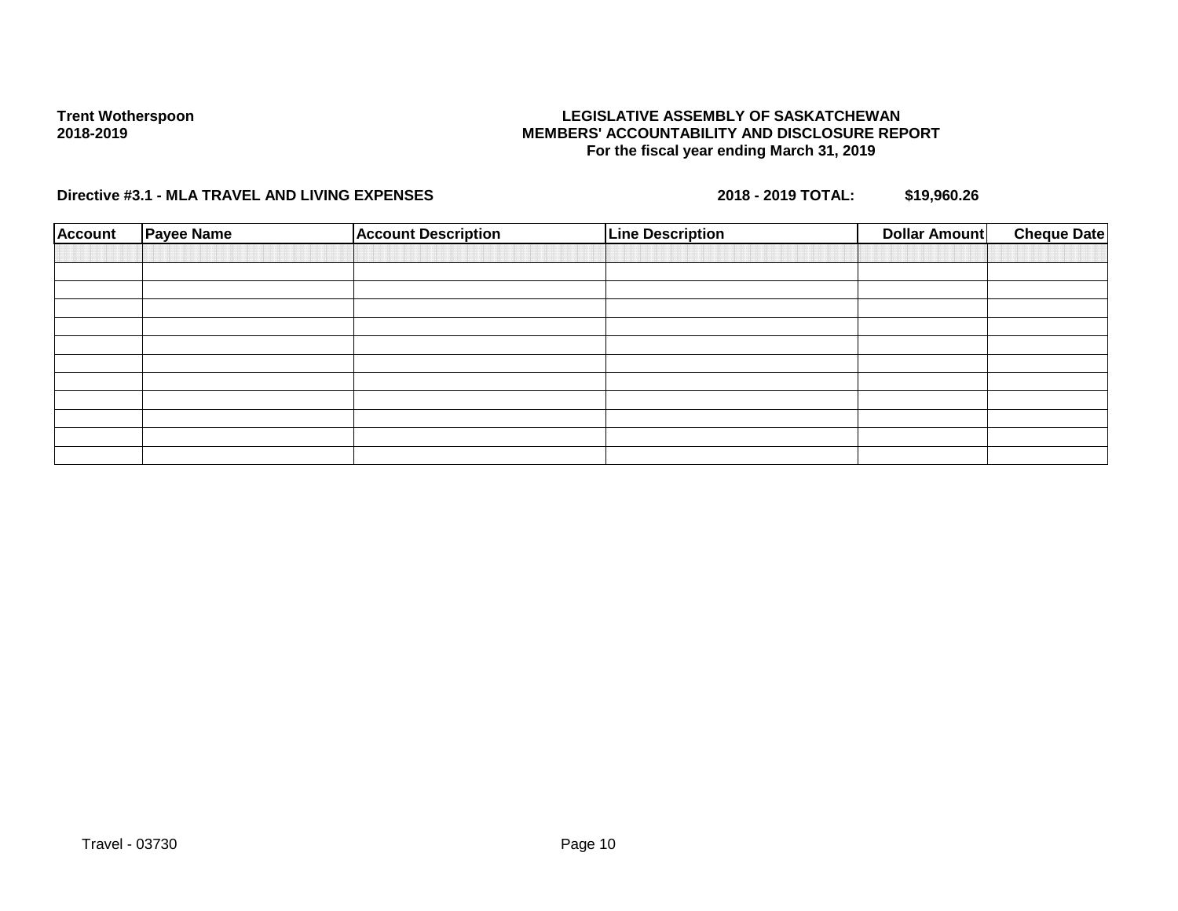**Trent Wotherspoon**
**2018-2019**

**LEGISLATIVE ASSEMBLY OF SASKATCHEWAN**
**MEMBERS' ACCOUNTABILITY AND DISCLOSURE REPORT**
**For the fiscal year ending March 31, 2019**

**Directive #3.1 - MLA TRAVEL AND LIVING EXPENSES** **2018 - 2019 TOTAL: $19,960.26**

| Account | Payee Name | Account Description | Line Description | Dollar Amount | Cheque Date |
|---|---|---|---|---|---|
| | | | | | |
| | | | | | |
| | | | | | |
| | | | | | |
| | | | | | |
| | | | | | |
| | | | | | |
| | | | | | |
| | | | | | |
| | | | | | |
| | | | | | |

Travel - 03730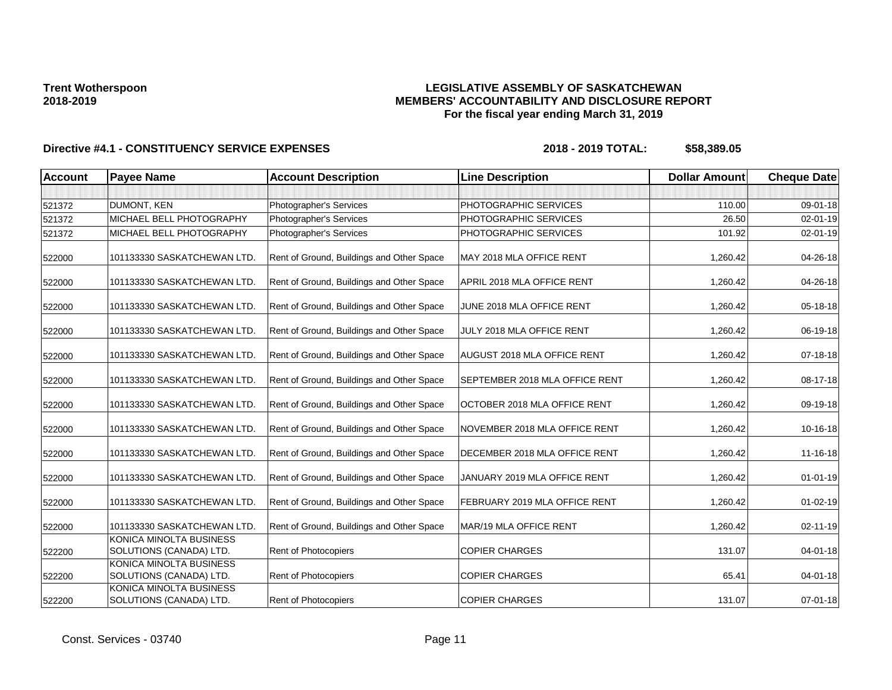**Trent Wotherspoon**
**2018-2019**

# LEGISLATIVE ASSEMBLY OF SASKATCHEWAN
## MEMBERS' ACCOUNTABILITY AND DISCLOSURE REPORT
### For the fiscal year ending March 31, 2019

**Directive #4.1 - CONSTITUENCY SERVICE EXPENSES** **2018 - 2019 TOTAL: $58,389.05**

| Account | Payee Name | Account Description | Line Description | Dollar Amount | Cheque Date |
|---|---|---|---|---|---|
| | | | | | |
| 521372 | DUMONT, KEN | Photographer's Services | PHOTOGRAPHIC SERVICES | 110.00 | 09-01-18 |
| 521372 | MICHAEL BELL PHOTOGRAPHY | Photographer's Services | PHOTOGRAPHIC SERVICES | 26.50 | 02-01-19 |
| 521372 | MICHAEL BELL PHOTOGRAPHY | Photographer's Services | PHOTOGRAPHIC SERVICES | 101.92 | 02-01-19 |
| 522000 | 101133330 SASKATCHEWAN LTD. | Rent of Ground, Buildings and Other Space | MAY 2018 MLA OFFICE RENT | 1,260.42 | 04-26-18 |
| 522000 | 101133330 SASKATCHEWAN LTD. | Rent of Ground, Buildings and Other Space | APRIL 2018 MLA OFFICE RENT | 1,260.42 | 04-26-18 |
| 522000 | 101133330 SASKATCHEWAN LTD. | Rent of Ground, Buildings and Other Space | JUNE 2018 MLA OFFICE RENT | 1,260.42 | 05-18-18 |
| 522000 | 101133330 SASKATCHEWAN LTD. | Rent of Ground, Buildings and Other Space | JULY 2018 MLA OFFICE RENT | 1,260.42 | 06-19-18 |
| 522000 | 101133330 SASKATCHEWAN LTD. | Rent of Ground, Buildings and Other Space | AUGUST 2018 MLA OFFICE RENT | 1,260.42 | 07-18-18 |
| 522000 | 101133330 SASKATCHEWAN LTD. | Rent of Ground, Buildings and Other Space | SEPTEMBER 2018 MLA OFFICE RENT | 1,260.42 | 08-17-18 |
| 522000 | 101133330 SASKATCHEWAN LTD. | Rent of Ground, Buildings and Other Space | OCTOBER 2018 MLA OFFICE RENT | 1,260.42 | 09-19-18 |
| 522000 | 101133330 SASKATCHEWAN LTD. | Rent of Ground, Buildings and Other Space | NOVEMBER 2018 MLA OFFICE RENT | 1,260.42 | 10-16-18 |
| 522000 | 101133330 SASKATCHEWAN LTD. | Rent of Ground, Buildings and Other Space | DECEMBER 2018 MLA OFFICE RENT | 1,260.42 | 11-16-18 |
| 522000 | 101133330 SASKATCHEWAN LTD. | Rent of Ground, Buildings and Other Space | JANUARY 2019 MLA OFFICE RENT | 1,260.42 | 01-01-19 |
| 522000 | 101133330 SASKATCHEWAN LTD. | Rent of Ground, Buildings and Other Space | FEBRUARY 2019 MLA OFFICE RENT | 1,260.42 | 01-02-19 |
| 522000 | 101133330 SASKATCHEWAN LTD. | Rent of Ground, Buildings and Other Space | MAR/19 MLA OFFICE RENT | 1,260.42 | 02-11-19 |
| 522200 | KONICA MINOLTA BUSINESS SOLUTIONS (CANADA) LTD. | Rent of Photocopiers | COPIER CHARGES | 131.07 | 04-01-18 |
| 522200 | KONICA MINOLTA BUSINESS SOLUTIONS (CANADA) LTD. | Rent of Photocopiers | COPIER CHARGES | 65.41 | 04-01-18 |
| 522200 | KONICA MINOLTA BUSINESS SOLUTIONS (CANADA) LTD. | Rent of Photocopiers | COPIER CHARGES | 131.07 | 07-01-18 |

Const. Services - 03740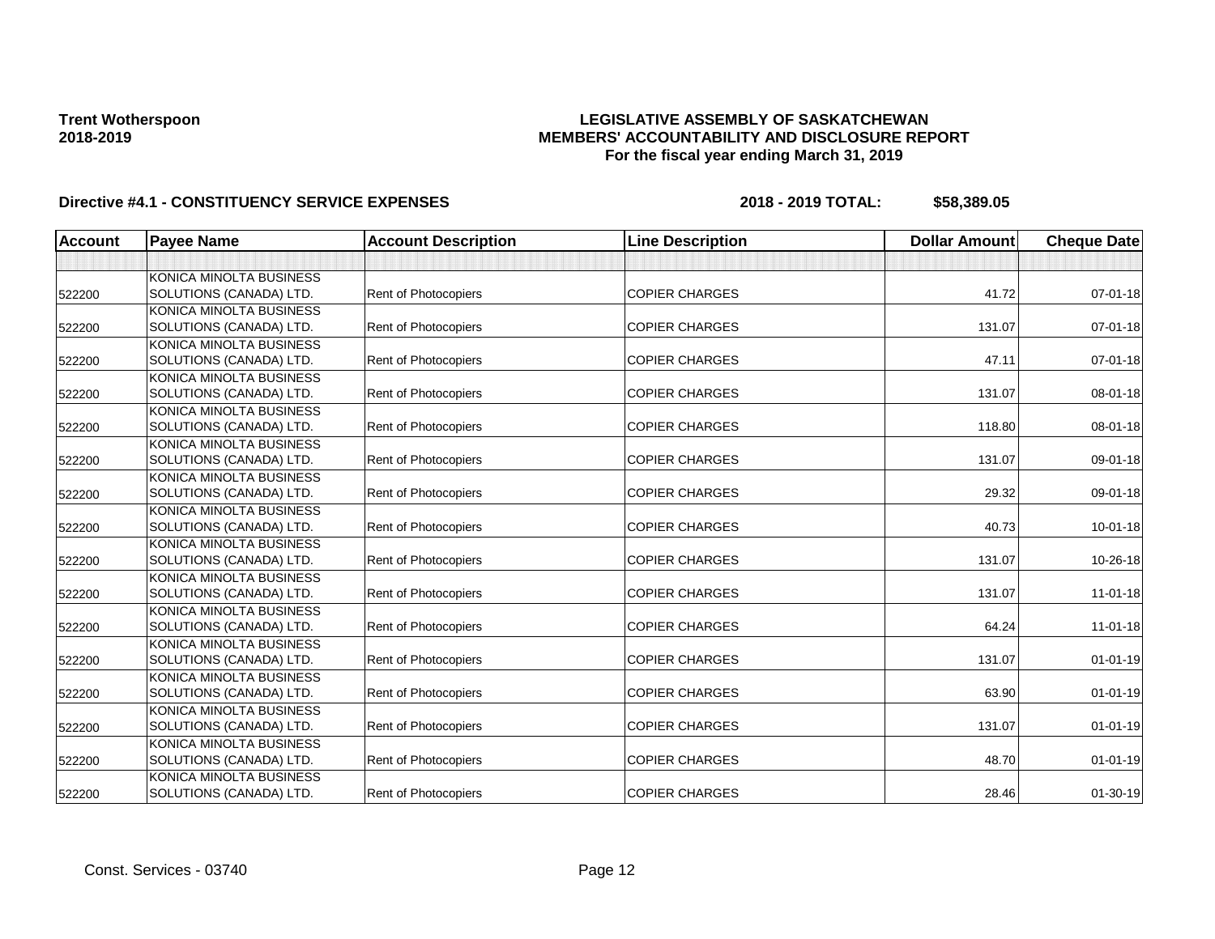**Trent Wotherspoon**
**2018-2019**

**LEGISLATIVE ASSEMBLY OF SASKATCHEWAN**
**MEMBERS' ACCOUNTABILITY AND DISCLOSURE REPORT**
**For the fiscal year ending March 31, 2019**

**Directive #4.1 - CONSTITUENCY SERVICE EXPENSES** **2018 - 2019 TOTAL: $58,389.05**

| Account | Payee Name | Account Description | Line Description | Dollar Amount | Cheque Date |
|---|---|---|---|---|---|
| | | | | | |
| 522200 | KONICA MINOLTA BUSINESS SOLUTIONS (CANADA) LTD. | Rent of Photocopiers | COPIER CHARGES | 41.72 | 07-01-18 |
| 522200 | KONICA MINOLTA BUSINESS SOLUTIONS (CANADA) LTD. | Rent of Photocopiers | COPIER CHARGES | 131.07 | 07-01-18 |
| 522200 | KONICA MINOLTA BUSINESS SOLUTIONS (CANADA) LTD. | Rent of Photocopiers | COPIER CHARGES | 47.11 | 07-01-18 |
| 522200 | KONICA MINOLTA BUSINESS SOLUTIONS (CANADA) LTD. | Rent of Photocopiers | COPIER CHARGES | 131.07 | 08-01-18 |
| 522200 | KONICA MINOLTA BUSINESS SOLUTIONS (CANADA) LTD. | Rent of Photocopiers | COPIER CHARGES | 118.80 | 08-01-18 |
| 522200 | KONICA MINOLTA BUSINESS SOLUTIONS (CANADA) LTD. | Rent of Photocopiers | COPIER CHARGES | 131.07 | 09-01-18 |
| 522200 | KONICA MINOLTA BUSINESS SOLUTIONS (CANADA) LTD. | Rent of Photocopiers | COPIER CHARGES | 29.32 | 09-01-18 |
| 522200 | KONICA MINOLTA BUSINESS SOLUTIONS (CANADA) LTD. | Rent of Photocopiers | COPIER CHARGES | 40.73 | 10-01-18 |
| 522200 | KONICA MINOLTA BUSINESS SOLUTIONS (CANADA) LTD. | Rent of Photocopiers | COPIER CHARGES | 131.07 | 10-26-18 |
| 522200 | KONICA MINOLTA BUSINESS SOLUTIONS (CANADA) LTD. | Rent of Photocopiers | COPIER CHARGES | 131.07 | 11-01-18 |
| 522200 | KONICA MINOLTA BUSINESS SOLUTIONS (CANADA) LTD. | Rent of Photocopiers | COPIER CHARGES | 64.24 | 11-01-18 |
| 522200 | KONICA MINOLTA BUSINESS SOLUTIONS (CANADA) LTD. | Rent of Photocopiers | COPIER CHARGES | 131.07 | 01-01-19 |
| 522200 | KONICA MINOLTA BUSINESS SOLUTIONS (CANADA) LTD. | Rent of Photocopiers | COPIER CHARGES | 63.90 | 01-01-19 |
| 522200 | KONICA MINOLTA BUSINESS SOLUTIONS (CANADA) LTD. | Rent of Photocopiers | COPIER CHARGES | 131.07 | 01-01-19 |
| 522200 | KONICA MINOLTA BUSINESS SOLUTIONS (CANADA) LTD. | Rent of Photocopiers | COPIER CHARGES | 48.70 | 01-01-19 |
| 522200 | KONICA MINOLTA BUSINESS SOLUTIONS (CANADA) LTD. | Rent of Photocopiers | COPIER CHARGES | 28.46 | 01-30-19 |

Const. Services - 03740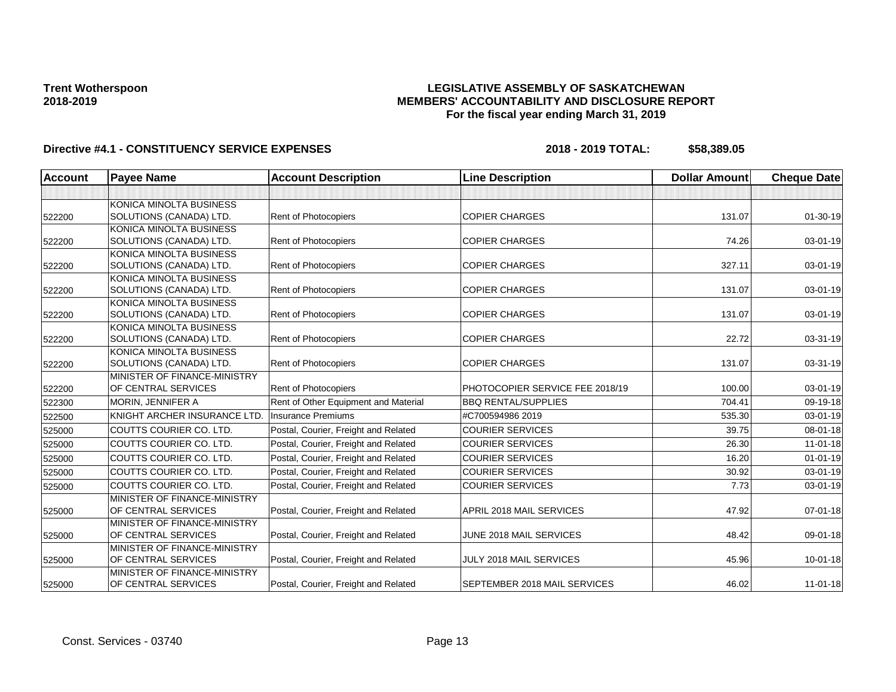**Trent Wotherspoon**
**2018-2019**

**LEGISLATIVE ASSEMBLY OF SASKATCHEWAN**
**MEMBERS' ACCOUNTABILITY AND DISCLOSURE REPORT**
**For the fiscal year ending March 31, 2019**

**Directive #4.1 - CONSTITUENCY SERVICE EXPENSES** **2018 - 2019 TOTAL: $58,389.05**

| Account | Payee Name | Account Description | Line Description | Dollar Amount | Cheque Date |
|---|---|---|---|---|---|
| | | | | | |
| 522200 | KONICA MINOLTA BUSINESS SOLUTIONS (CANADA) LTD. | Rent of Photocopiers | COPIER CHARGES | 131.07 | 01-30-19 |
| 522200 | KONICA MINOLTA BUSINESS SOLUTIONS (CANADA) LTD. | Rent of Photocopiers | COPIER CHARGES | 74.26 | 03-01-19 |
| 522200 | KONICA MINOLTA BUSINESS SOLUTIONS (CANADA) LTD. | Rent of Photocopiers | COPIER CHARGES | 327.11 | 03-01-19 |
| 522200 | KONICA MINOLTA BUSINESS SOLUTIONS (CANADA) LTD. | Rent of Photocopiers | COPIER CHARGES | 131.07 | 03-01-19 |
| 522200 | KONICA MINOLTA BUSINESS SOLUTIONS (CANADA) LTD. | Rent of Photocopiers | COPIER CHARGES | 131.07 | 03-01-19 |
| 522200 | KONICA MINOLTA BUSINESS SOLUTIONS (CANADA) LTD. | Rent of Photocopiers | COPIER CHARGES | 22.72 | 03-31-19 |
| 522200 | KONICA MINOLTA BUSINESS SOLUTIONS (CANADA) LTD. | Rent of Photocopiers | COPIER CHARGES | 131.07 | 03-31-19 |
| 522200 | MINISTER OF FINANCE-MINISTRY OF CENTRAL SERVICES | Rent of Photocopiers | PHOTOCOPIER SERVICE FEE 2018/19 | 100.00 | 03-01-19 |
| 522300 | MORIN, JENNIFER A | Rent of Other Equipment and Material | BBQ RENTAL/SUPPLIES | 704.41 | 09-19-18 |
| 522500 | KNIGHT ARCHER INSURANCE LTD. | Insurance Premiums | #C700594986 2019 | 535.30 | 03-01-19 |
| 525000 | COUTTS COURIER CO. LTD. | Postal, Courier, Freight and Related | COURIER SERVICES | 39.75 | 08-01-18 |
| 525000 | COUTTS COURIER CO. LTD. | Postal, Courier, Freight and Related | COURIER SERVICES | 26.30 | 11-01-18 |
| 525000 | COUTTS COURIER CO. LTD. | Postal, Courier, Freight and Related | COURIER SERVICES | 16.20 | 01-01-19 |
| 525000 | COUTTS COURIER CO. LTD. | Postal, Courier, Freight and Related | COURIER SERVICES | 30.92 | 03-01-19 |
| 525000 | COUTTS COURIER CO. LTD. | Postal, Courier, Freight and Related | COURIER SERVICES | 7.73 | 03-01-19 |
| 525000 | MINISTER OF FINANCE-MINISTRY OF CENTRAL SERVICES | Postal, Courier, Freight and Related | APRIL 2018 MAIL SERVICES | 47.92 | 07-01-18 |
| 525000 | MINISTER OF FINANCE-MINISTRY OF CENTRAL SERVICES | Postal, Courier, Freight and Related | JUNE 2018 MAIL SERVICES | 48.42 | 09-01-18 |
| 525000 | MINISTER OF FINANCE-MINISTRY OF CENTRAL SERVICES | Postal, Courier, Freight and Related | JULY 2018 MAIL SERVICES | 45.96 | 10-01-18 |
| 525000 | MINISTER OF FINANCE-MINISTRY OF CENTRAL SERVICES | Postal, Courier, Freight and Related | SEPTEMBER 2018 MAIL SERVICES | 46.02 | 11-01-18 |

Const. Services - 03740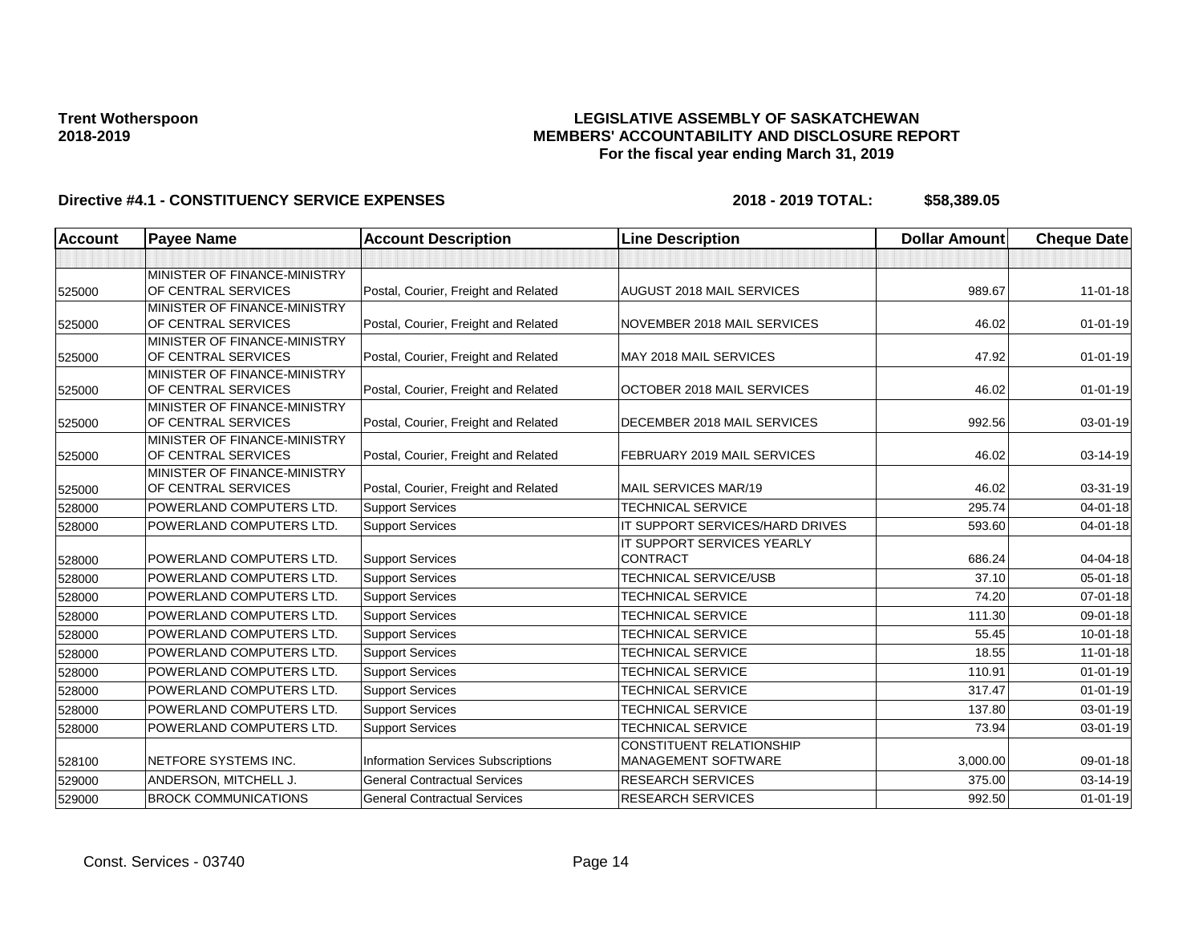**Trent Wotherspoon**
**2018-2019**

**LEGISLATIVE ASSEMBLY OF SASKATCHEWAN**
**MEMBERS' ACCOUNTABILITY AND DISCLOSURE REPORT**
**For the fiscal year ending March 31, 2019**

**Directive #4.1 - CONSTITUENCY SERVICE EXPENSES** **2018 - 2019 TOTAL: $58,389.05**

| Account | Payee Name | Account Description | Line Description | Dollar Amount | Cheque Date |
|---|---|---|---|---|---|
| | | | | | |
| 525000 | MINISTER OF FINANCE-MINISTRY OF CENTRAL SERVICES | Postal, Courier, Freight and Related | AUGUST 2018 MAIL SERVICES | 989.67 | 11-01-18 |
| 525000 | MINISTER OF FINANCE-MINISTRY OF CENTRAL SERVICES | Postal, Courier, Freight and Related | NOVEMBER 2018 MAIL SERVICES | 46.02 | 01-01-19 |
| 525000 | MINISTER OF FINANCE-MINISTRY OF CENTRAL SERVICES | Postal, Courier, Freight and Related | MAY 2018 MAIL SERVICES | 47.92 | 01-01-19 |
| 525000 | MINISTER OF FINANCE-MINISTRY OF CENTRAL SERVICES | Postal, Courier, Freight and Related | OCTOBER 2018 MAIL SERVICES | 46.02 | 01-01-19 |
| 525000 | MINISTER OF FINANCE-MINISTRY OF CENTRAL SERVICES | Postal, Courier, Freight and Related | DECEMBER 2018 MAIL SERVICES | 992.56 | 03-01-19 |
| 525000 | MINISTER OF FINANCE-MINISTRY OF CENTRAL SERVICES | Postal, Courier, Freight and Related | FEBRUARY 2019 MAIL SERVICES | 46.02 | 03-14-19 |
| 525000 | MINISTER OF FINANCE-MINISTRY OF CENTRAL SERVICES | Postal, Courier, Freight and Related | MAIL SERVICES MAR/19 | 46.02 | 03-31-19 |
| 528000 | POWERLAND COMPUTERS LTD. | Support Services | TECHNICAL SERVICE | 295.74 | 04-01-18 |
| 528000 | POWERLAND COMPUTERS LTD. | Support Services | IT SUPPORT SERVICES/HARD DRIVES | 593.60 | 04-01-18 |
| 528000 | POWERLAND COMPUTERS LTD. | Support Services | IT SUPPORT SERVICES YEARLY CONTRACT | 686.24 | 04-04-18 |
| 528000 | POWERLAND COMPUTERS LTD. | Support Services | TECHNICAL SERVICE/USB | 37.10 | 05-01-18 |
| 528000 | POWERLAND COMPUTERS LTD. | Support Services | TECHNICAL SERVICE | 74.20 | 07-01-18 |
| 528000 | POWERLAND COMPUTERS LTD. | Support Services | TECHNICAL SERVICE | 111.30 | 09-01-18 |
| 528000 | POWERLAND COMPUTERS LTD. | Support Services | TECHNICAL SERVICE | 55.45 | 10-01-18 |
| 528000 | POWERLAND COMPUTERS LTD. | Support Services | TECHNICAL SERVICE | 18.55 | 11-01-18 |
| 528000 | POWERLAND COMPUTERS LTD. | Support Services | TECHNICAL SERVICE | 110.91 | 01-01-19 |
| 528000 | POWERLAND COMPUTERS LTD. | Support Services | TECHNICAL SERVICE | 317.47 | 01-01-19 |
| 528000 | POWERLAND COMPUTERS LTD. | Support Services | TECHNICAL SERVICE | 137.80 | 03-01-19 |
| 528000 | POWERLAND COMPUTERS LTD. | Support Services | TECHNICAL SERVICE | 73.94 | 03-01-19 |
| 528100 | NETFORE SYSTEMS INC. | Information Services Subscriptions | CONSTITUENT RELATIONSHIP MANAGEMENT SOFTWARE | 3,000.00 | 09-01-18 |
| 529000 | ANDERSON, MITCHELL J. | General Contractual Services | RESEARCH SERVICES | 375.00 | 03-14-19 |
| 529000 | BROCK COMMUNICATIONS | General Contractual Services | RESEARCH SERVICES | 992.50 | 01-01-19 |

Const. Services - 03740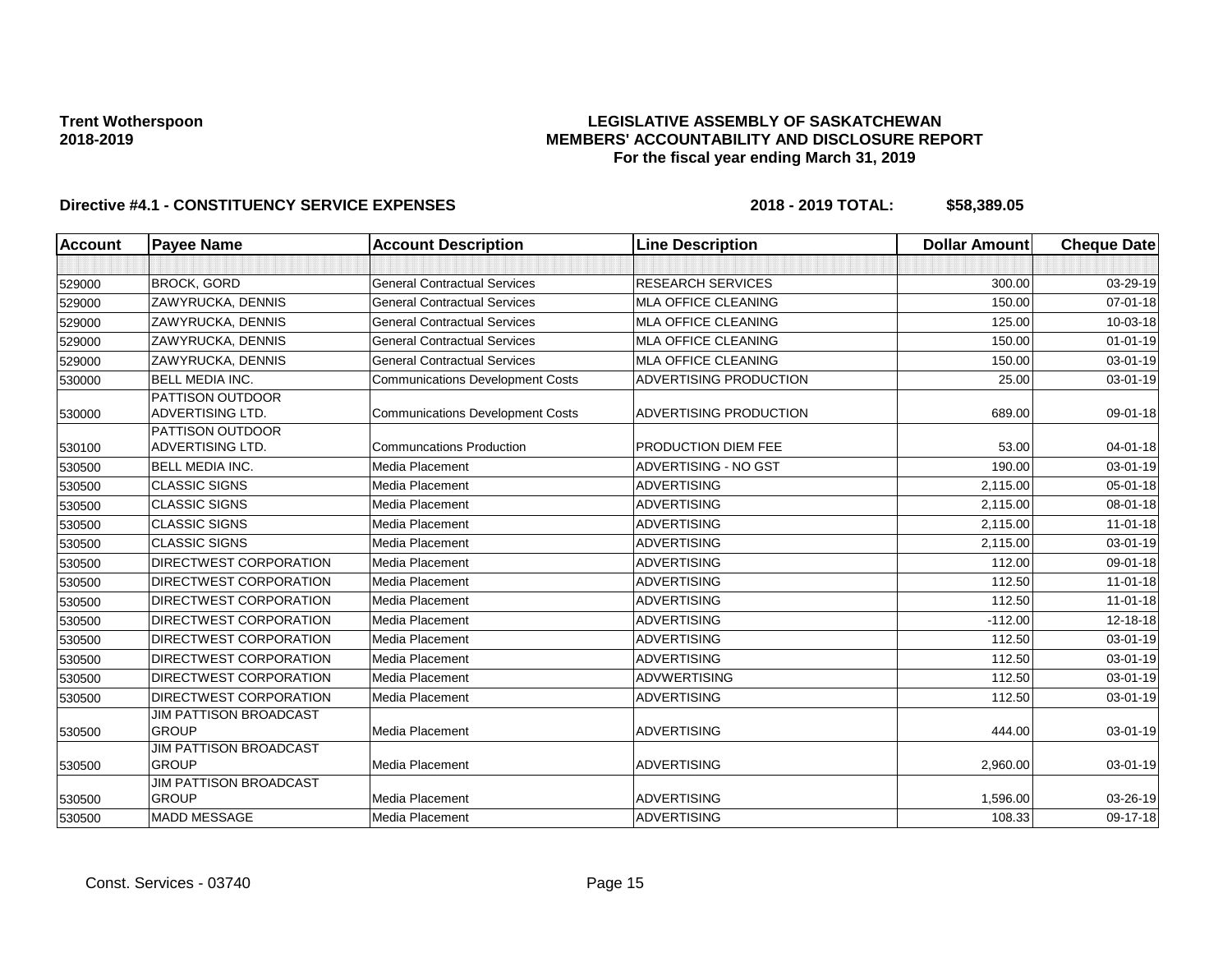**Trent Wotherspoon**
**2018-2019**

**LEGISLATIVE ASSEMBLY OF SASKATCHEWAN**
**MEMBERS' ACCOUNTABILITY AND DISCLOSURE REPORT**
**For the fiscal year ending March 31, 2019**

**Directive #4.1 - CONSTITUENCY SERVICE EXPENSES** **2018 - 2019 TOTAL: $58,389.05**

| Account | Payee Name | Account Description | Line Description | Dollar Amount | Cheque Date |
|---|---|---|---|---|---|
| | | | | | |
| 529000 | BROCK, GORD | General Contractual Services | RESEARCH SERVICES | 300.00 | 03-29-19 |
| 529000 | ZAWYRUCKA, DENNIS | General Contractual Services | MLA OFFICE CLEANING | 150.00 | 07-01-18 |
| 529000 | ZAWYRUCKA, DENNIS | General Contractual Services | MLA OFFICE CLEANING | 125.00 | 10-03-18 |
| 529000 | ZAWYRUCKA, DENNIS | General Contractual Services | MLA OFFICE CLEANING | 150.00 | 01-01-19 |
| 529000 | ZAWYRUCKA, DENNIS | General Contractual Services | MLA OFFICE CLEANING | 150.00 | 03-01-19 |
| 530000 | BELL MEDIA INC. | Communications Development Costs | ADVERTISING PRODUCTION | 25.00 | 03-01-19 |
| 530000 | PATTISON OUTDOOR ADVERTISING LTD. | Communications Development Costs | ADVERTISING PRODUCTION | 689.00 | 09-01-18 |
| 530100 | PATTISON OUTDOOR ADVERTISING LTD. | Communcations Production | PRODUCTION DIEM FEE | 53.00 | 04-01-18 |
| 530500 | BELL MEDIA INC. | Media Placement | ADVERTISING - NO GST | 190.00 | 03-01-19 |
| 530500 | CLASSIC SIGNS | Media Placement | ADVERTISING | 2,115.00 | 05-01-18 |
| 530500 | CLASSIC SIGNS | Media Placement | ADVERTISING | 2,115.00 | 08-01-18 |
| 530500 | CLASSIC SIGNS | Media Placement | ADVERTISING | 2,115.00 | 11-01-18 |
| 530500 | CLASSIC SIGNS | Media Placement | ADVERTISING | 2,115.00 | 03-01-19 |
| 530500 | DIRECTWEST CORPORATION | Media Placement | ADVERTISING | 112.00 | 09-01-18 |
| 530500 | DIRECTWEST CORPORATION | Media Placement | ADVERTISING | 112.50 | 11-01-18 |
| 530500 | DIRECTWEST CORPORATION | Media Placement | ADVERTISING | 112.50 | 11-01-18 |
| 530500 | DIRECTWEST CORPORATION | Media Placement | ADVERTISING | -112.00 | 12-18-18 |
| 530500 | DIRECTWEST CORPORATION | Media Placement | ADVERTISING | 112.50 | 03-01-19 |
| 530500 | DIRECTWEST CORPORATION | Media Placement | ADVERTISING | 112.50 | 03-01-19 |
| 530500 | DIRECTWEST CORPORATION | Media Placement | ADVWERTISING | 112.50 | 03-01-19 |
| 530500 | DIRECTWEST CORPORATION | Media Placement | ADVERTISING | 112.50 | 03-01-19 |
| 530500 | JIM PATTISON BROADCAST GROUP | Media Placement | ADVERTISING | 444.00 | 03-01-19 |
| 530500 | JIM PATTISON BROADCAST GROUP | Media Placement | ADVERTISING | 2,960.00 | 03-01-19 |
| 530500 | JIM PATTISON BROADCAST GROUP | Media Placement | ADVERTISING | 1,596.00 | 03-26-19 |
| 530500 | MADD MESSAGE | Media Placement | ADVERTISING | 108.33 | 09-17-18 |

Const. Services - 03740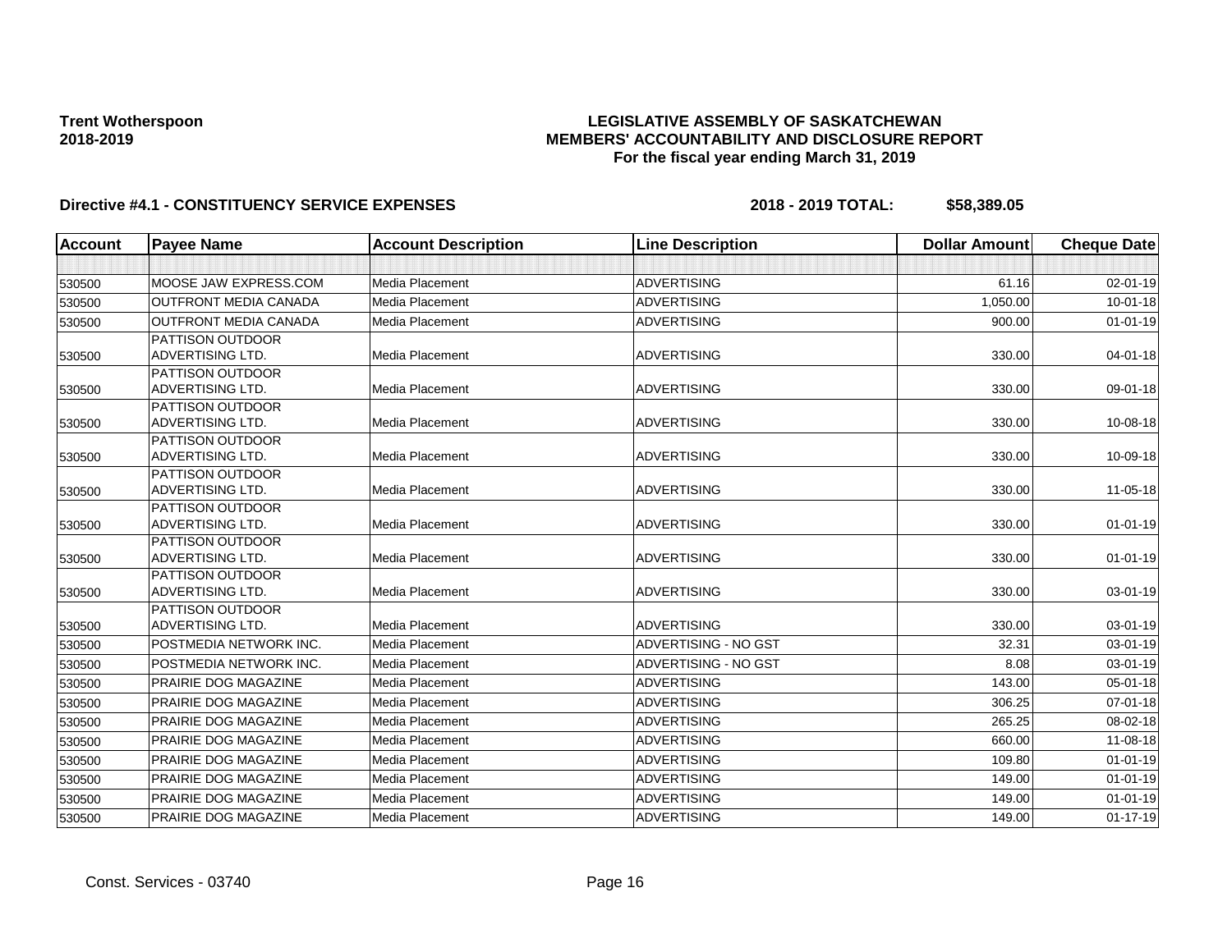**Trent Wotherspoon**
**2018-2019**

**LEGISLATIVE ASSEMBLY OF SASKATCHEWAN**
**MEMBERS' ACCOUNTABILITY AND DISCLOSURE REPORT**
**For the fiscal year ending March 31, 2019**

**Directive #4.1 - CONSTITUENCY SERVICE EXPENSES** **2018 - 2019 TOTAL: $58,389.05**

| Account | Payee Name | Account Description | Line Description | Dollar Amount | Cheque Date |
|---|---|---|---|---|---|
| | | | | | |
| 530500 | MOOSE JAW EXPRESS.COM | Media Placement | ADVERTISING | 61.16 | 02-01-19 |
| 530500 | OUTFRONT MEDIA CANADA | Media Placement | ADVERTISING | 1,050.00 | 10-01-18 |
| 530500 | OUTFRONT MEDIA CANADA | Media Placement | ADVERTISING | 900.00 | 01-01-19 |
| 530500 | PATTISON OUTDOOR ADVERTISING LTD. | Media Placement | ADVERTISING | 330.00 | 04-01-18 |
| 530500 | PATTISON OUTDOOR ADVERTISING LTD. | Media Placement | ADVERTISING | 330.00 | 09-01-18 |
| 530500 | PATTISON OUTDOOR ADVERTISING LTD. | Media Placement | ADVERTISING | 330.00 | 10-08-18 |
| 530500 | PATTISON OUTDOOR ADVERTISING LTD. | Media Placement | ADVERTISING | 330.00 | 10-09-18 |
| 530500 | PATTISON OUTDOOR ADVERTISING LTD. | Media Placement | ADVERTISING | 330.00 | 11-05-18 |
| 530500 | PATTISON OUTDOOR ADVERTISING LTD. | Media Placement | ADVERTISING | 330.00 | 01-01-19 |
| 530500 | PATTISON OUTDOOR ADVERTISING LTD. | Media Placement | ADVERTISING | 330.00 | 01-01-19 |
| 530500 | PATTISON OUTDOOR ADVERTISING LTD. | Media Placement | ADVERTISING | 330.00 | 03-01-19 |
| 530500 | PATTISON OUTDOOR ADVERTISING LTD. | Media Placement | ADVERTISING | 330.00 | 03-01-19 |
| 530500 | POSTMEDIA NETWORK INC. | Media Placement | ADVERTISING - NO GST | 32.31 | 03-01-19 |
| 530500 | POSTMEDIA NETWORK INC. | Media Placement | ADVERTISING - NO GST | 8.08 | 03-01-19 |
| 530500 | PRAIRIE DOG MAGAZINE | Media Placement | ADVERTISING | 143.00 | 05-01-18 |
| 530500 | PRAIRIE DOG MAGAZINE | Media Placement | ADVERTISING | 306.25 | 07-01-18 |
| 530500 | PRAIRIE DOG MAGAZINE | Media Placement | ADVERTISING | 265.25 | 08-02-18 |
| 530500 | PRAIRIE DOG MAGAZINE | Media Placement | ADVERTISING | 660.00 | 11-08-18 |
| 530500 | PRAIRIE DOG MAGAZINE | Media Placement | ADVERTISING | 109.80 | 01-01-19 |
| 530500 | PRAIRIE DOG MAGAZINE | Media Placement | ADVERTISING | 149.00 | 01-01-19 |
| 530500 | PRAIRIE DOG MAGAZINE | Media Placement | ADVERTISING | 149.00 | 01-01-19 |
| 530500 | PRAIRIE DOG MAGAZINE | Media Placement | ADVERTISING | 149.00 | 01-17-19 |

Const. Services - 03740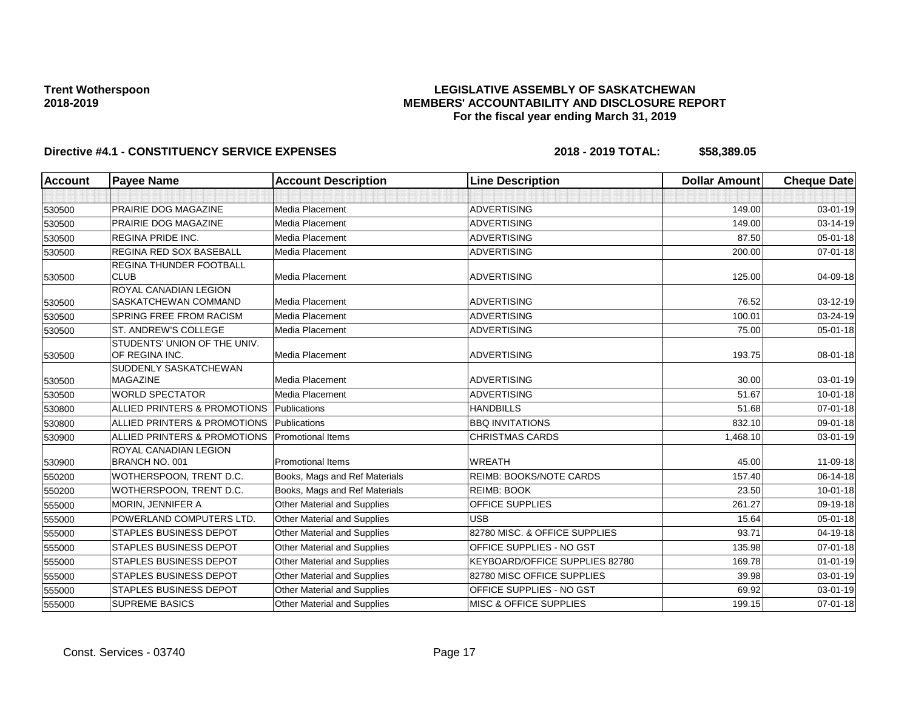**Trent Wotherspoon**
**2018-2019**

**LEGISLATIVE ASSEMBLY OF SASKATCHEWAN**
**MEMBERS' ACCOUNTABILITY AND DISCLOSURE REPORT**
**For the fiscal year ending March 31, 2019**

**Directive #4.1 - CONSTITUENCY SERVICE EXPENSES** **2018 - 2019 TOTAL: $58,389.05**

| Account | Payee Name | Account Description | Line Description | Dollar Amount | Cheque Date |
|---|---|---|---|---|---|
| | | | | | |
| 530500 | PRAIRIE DOG MAGAZINE | Media Placement | ADVERTISING | 149.00 | 03-01-19 |
| 530500 | PRAIRIE DOG MAGAZINE | Media Placement | ADVERTISING | 149.00 | 03-14-19 |
| 530500 | REGINA PRIDE INC. | Media Placement | ADVERTISING | 87.50 | 05-01-18 |
| 530500 | REGINA RED SOX BASEBALL | Media Placement | ADVERTISING | 200.00 | 07-01-18 |
| 530500 | REGINA THUNDER FOOTBALL CLUB | Media Placement | ADVERTISING | 125.00 | 04-09-18 |
| 530500 | ROYAL CANADIAN LEGION SASKATCHEWAN COMMAND | Media Placement | ADVERTISING | 76.52 | 03-12-19 |
| 530500 | SPRING FREE FROM RACISM | Media Placement | ADVERTISING | 100.01 | 03-24-19 |
| 530500 | ST. ANDREW'S COLLEGE | Media Placement | ADVERTISING | 75.00 | 05-01-18 |
| 530500 | STUDENTS' UNION OF THE UNIV. OF REGINA INC. | Media Placement | ADVERTISING | 193.75 | 08-01-18 |
| 530500 | SUDDENLY SASKATCHEWAN MAGAZINE | Media Placement | ADVERTISING | 30.00 | 03-01-19 |
| 530500 | WORLD SPECTATOR | Media Placement | ADVERTISING | 51.67 | 10-01-18 |
| 530800 | ALLIED PRINTERS & PROMOTIONS | Publications | HANDBILLS | 51.68 | 07-01-18 |
| 530800 | ALLIED PRINTERS & PROMOTIONS | Publications | BBQ INVITATIONS | 832.10 | 09-01-18 |
| 530900 | ALLIED PRINTERS & PROMOTIONS | Promotional Items | CHRISTMAS CARDS | 1,468.10 | 03-01-19 |
| 530900 | ROYAL CANADIAN LEGION BRANCH NO. 001 | Promotional Items | WREATH | 45.00 | 11-09-18 |
| 550200 | WOTHERSPOON, TRENT D.C. | Books, Mags and Ref Materials | REIMB: BOOKS/NOTE CARDS | 157.40 | 06-14-18 |
| 550200 | WOTHERSPOON, TRENT D.C. | Books, Mags and Ref Materials | REIMB: BOOK | 23.50 | 10-01-18 |
| 555000 | MORIN, JENNIFER A | Other Material and Supplies | OFFICE SUPPLIES | 261.27 | 09-19-18 |
| 555000 | POWERLAND COMPUTERS LTD. | Other Material and Supplies | USB | 15.64 | 05-01-18 |
| 555000 | STAPLES BUSINESS DEPOT | Other Material and Supplies | 82780 MISC. & OFFICE SUPPLIES | 93.71 | 04-19-18 |
| 555000 | STAPLES BUSINESS DEPOT | Other Material and Supplies | OFFICE SUPPLIES - NO GST | 135.98 | 07-01-18 |
| 555000 | STAPLES BUSINESS DEPOT | Other Material and Supplies | KEYBOARD/OFFICE SUPPLIES 82780 | 169.78 | 01-01-19 |
| 555000 | STAPLES BUSINESS DEPOT | Other Material and Supplies | 82780 MISC OFFICE SUPPLIES | 39.98 | 03-01-19 |
| 555000 | STAPLES BUSINESS DEPOT | Other Material and Supplies | OFFICE SUPPLIES - NO GST | 69.92 | 03-01-19 |
| 555000 | SUPREME BASICS | Other Material and Supplies | MISC & OFFICE SUPPLIES | 199.15 | 07-01-18 |

Const. Services - 03740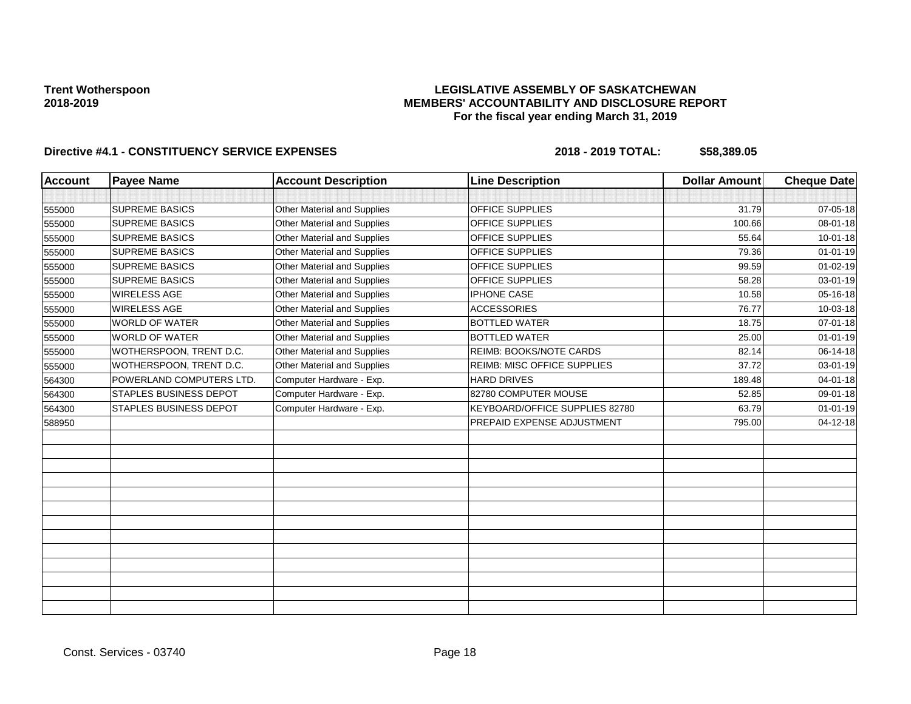Trent Wotherspoon
2018-2019

**LEGISLATIVE ASSEMBLY OF SASKATCHEWAN**
**MEMBERS' ACCOUNTABILITY AND DISCLOSURE REPORT**
**For the fiscal year ending March 31, 2019**

**Directive #4.1 - CONSTITUENCY SERVICE EXPENSES** **2018 - 2019 TOTAL: $58,389.05**

| Account | Payee Name | Account Description | Line Description | Dollar Amount | Cheque Date |
|---|---|---|---|---|---|
| | | | | | |
| 555000 | SUPREME BASICS | Other Material and Supplies | OFFICE SUPPLIES | 31.79 | 07-05-18 |
| 555000 | SUPREME BASICS | Other Material and Supplies | OFFICE SUPPLIES | 100.66 | 08-01-18 |
| 555000 | SUPREME BASICS | Other Material and Supplies | OFFICE SUPPLIES | 55.64 | 10-01-18 |
| 555000 | SUPREME BASICS | Other Material and Supplies | OFFICE SUPPLIES | 79.36 | 01-01-19 |
| 555000 | SUPREME BASICS | Other Material and Supplies | OFFICE SUPPLIES | 99.59 | 01-02-19 |
| 555000 | SUPREME BASICS | Other Material and Supplies | OFFICE SUPPLIES | 58.28 | 03-01-19 |
| 555000 | WIRELESS AGE | Other Material and Supplies | IPHONE CASE | 10.58 | 05-16-18 |
| 555000 | WIRELESS AGE | Other Material and Supplies | ACCESSORIES | 76.77 | 10-03-18 |
| 555000 | WORLD OF WATER | Other Material and Supplies | BOTTLED WATER | 18.75 | 07-01-18 |
| 555000 | WORLD OF WATER | Other Material and Supplies | BOTTLED WATER | 25.00 | 01-01-19 |
| 555000 | WOTHERSPOON, TRENT D.C. | Other Material and Supplies | REIMB: BOOKS/NOTE CARDS | 82.14 | 06-14-18 |
| 555000 | WOTHERSPOON, TRENT D.C. | Other Material and Supplies | REIMB: MISC OFFICE SUPPLIES | 37.72 | 03-01-19 |
| 564300 | POWERLAND COMPUTERS LTD. | Computer Hardware - Exp. | HARD DRIVES | 189.48 | 04-01-18 |
| 564300 | STAPLES BUSINESS DEPOT | Computer Hardware - Exp. | 82780 COMPUTER MOUSE | 52.85 | 09-01-18 |
| 564300 | STAPLES BUSINESS DEPOT | Computer Hardware - Exp. | KEYBOARD/OFFICE SUPPLIES 82780 | 63.79 | 01-01-19 |
| 588950 | | | PREPAID EXPENSE ADJUSTMENT | 795.00 | 04-12-18 |

Const. Services - 03740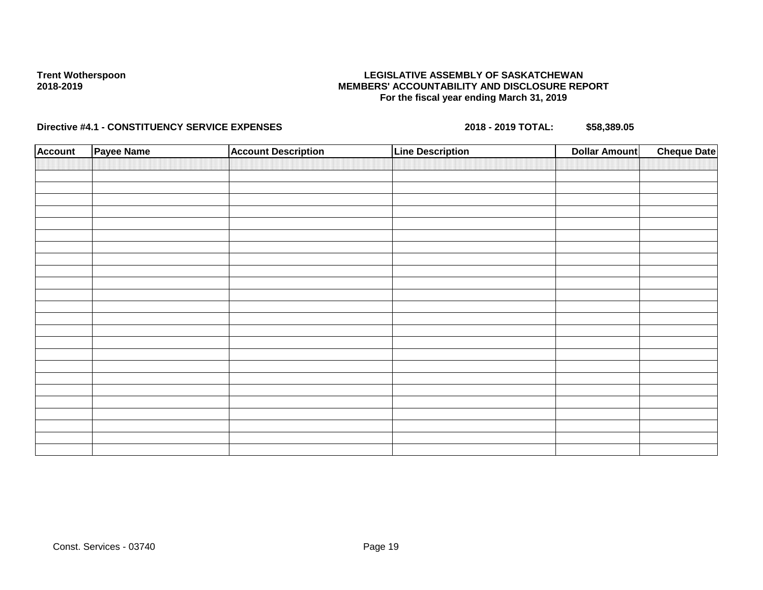**Trent Wotherspoon**
**2018-2019**

**LEGISLATIVE ASSEMBLY OF SASKATCHEWAN**
**MEMBERS' ACCOUNTABILITY AND DISCLOSURE REPORT**
**For the fiscal year ending March 31, 2019**

**Directive #4.1 - CONSTITUENCY SERVICE EXPENSES** **2018 - 2019 TOTAL: $58,389.05**

| Account | Payee Name | Account Description | Line Description | Dollar Amount | Cheque Date |
|---|---|---|---|---|---|
| | | | | | |

Const. Services - 03740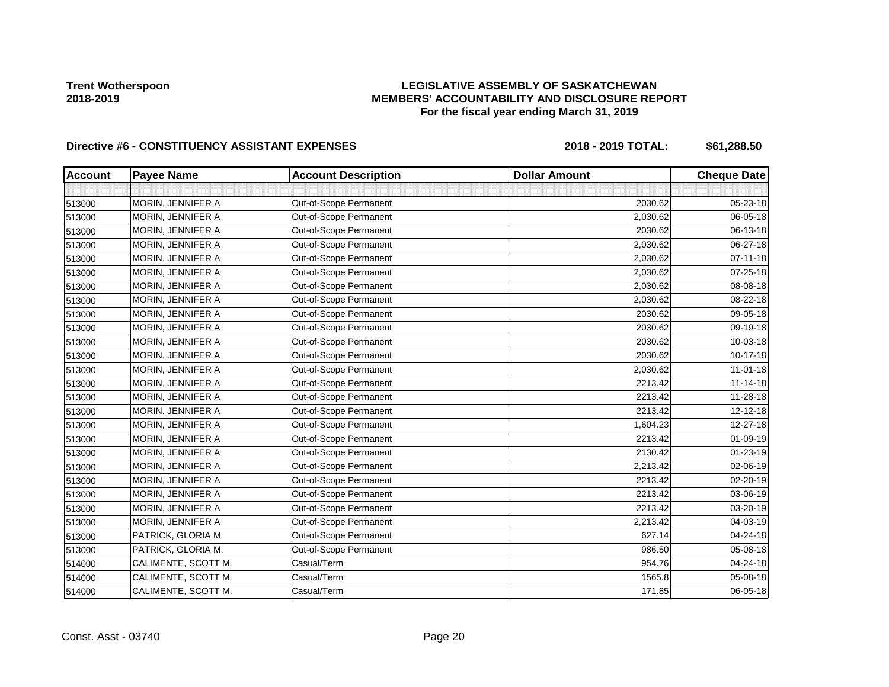**Trent Wotherspoon**
**2018-2019**

# LEGISLATIVE ASSEMBLY OF SASKATCHEWAN
## MEMBERS' ACCOUNTABILITY AND DISCLOSURE REPORT
### For the fiscal year ending March 31, 2019

**Directive #6 - CONSTITUENCY ASSISTANT EXPENSES** **2018 - 2019 TOTAL: $61,288.50**

| Account | Payee Name | Account Description | Dollar Amount | Cheque Date |
|---|---|---|---|---|
| | | | | |
| 513000 | MORIN, JENNIFER A | Out-of-Scope Permanent | 2030.62 | 05-23-18 |
| 513000 | MORIN, JENNIFER A | Out-of-Scope Permanent | 2,030.62 | 06-05-18 |
| 513000 | MORIN, JENNIFER A | Out-of-Scope Permanent | 2030.62 | 06-13-18 |
| 513000 | MORIN, JENNIFER A | Out-of-Scope Permanent | 2,030.62 | 06-27-18 |
| 513000 | MORIN, JENNIFER A | Out-of-Scope Permanent | 2,030.62 | 07-11-18 |
| 513000 | MORIN, JENNIFER A | Out-of-Scope Permanent | 2,030.62 | 07-25-18 |
| 513000 | MORIN, JENNIFER A | Out-of-Scope Permanent | 2,030.62 | 08-08-18 |
| 513000 | MORIN, JENNIFER A | Out-of-Scope Permanent | 2,030.62 | 08-22-18 |
| 513000 | MORIN, JENNIFER A | Out-of-Scope Permanent | 2030.62 | 09-05-18 |
| 513000 | MORIN, JENNIFER A | Out-of-Scope Permanent | 2030.62 | 09-19-18 |
| 513000 | MORIN, JENNIFER A | Out-of-Scope Permanent | 2030.62 | 10-03-18 |
| 513000 | MORIN, JENNIFER A | Out-of-Scope Permanent | 2030.62 | 10-17-18 |
| 513000 | MORIN, JENNIFER A | Out-of-Scope Permanent | 2,030.62 | 11-01-18 |
| 513000 | MORIN, JENNIFER A | Out-of-Scope Permanent | 2213.42 | 11-14-18 |
| 513000 | MORIN, JENNIFER A | Out-of-Scope Permanent | 2213.42 | 11-28-18 |
| 513000 | MORIN, JENNIFER A | Out-of-Scope Permanent | 2213.42 | 12-12-18 |
| 513000 | MORIN, JENNIFER A | Out-of-Scope Permanent | 1,604.23 | 12-27-18 |
| 513000 | MORIN, JENNIFER A | Out-of-Scope Permanent | 2213.42 | 01-09-19 |
| 513000 | MORIN, JENNIFER A | Out-of-Scope Permanent | 2130.42 | 01-23-19 |
| 513000 | MORIN, JENNIFER A | Out-of-Scope Permanent | 2,213.42 | 02-06-19 |
| 513000 | MORIN, JENNIFER A | Out-of-Scope Permanent | 2213.42 | 02-20-19 |
| 513000 | MORIN, JENNIFER A | Out-of-Scope Permanent | 2213.42 | 03-06-19 |
| 513000 | MORIN, JENNIFER A | Out-of-Scope Permanent | 2213.42 | 03-20-19 |
| 513000 | MORIN, JENNIFER A | Out-of-Scope Permanent | 2,213.42 | 04-03-19 |
| 513000 | PATRICK, GLORIA M. | Out-of-Scope Permanent | 627.14 | 04-24-18 |
| 513000 | PATRICK, GLORIA M. | Out-of-Scope Permanent | 986.50 | 05-08-18 |
| 514000 | CALIMENTE, SCOTT M. | Casual/Term | 954.76 | 04-24-18 |
| 514000 | CALIMENTE, SCOTT M. | Casual/Term | 1565.8 | 05-08-18 |
| 514000 | CALIMENTE, SCOTT M. | Casual/Term | 171.85 | 06-05-18 |

Const. Asst - 03740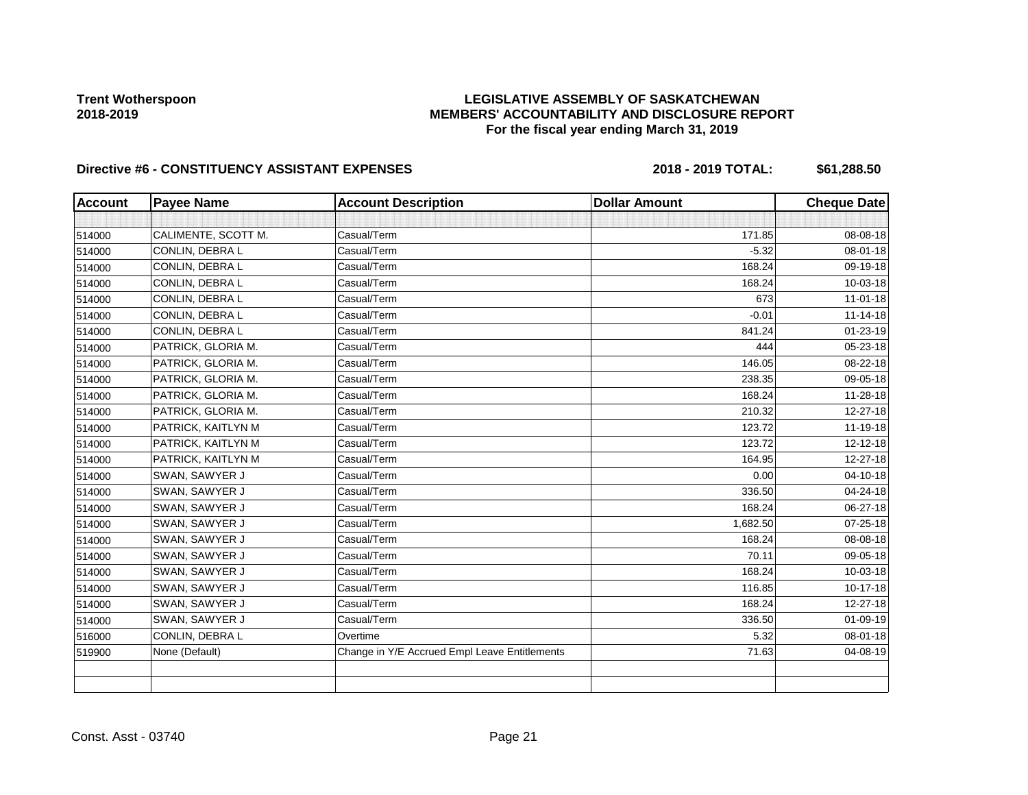**Trent Wotherspoon**
**2018-2019**

**LEGISLATIVE ASSEMBLY OF SASKATCHEWAN**
**MEMBERS' ACCOUNTABILITY AND DISCLOSURE REPORT**
**For the fiscal year ending March 31, 2019**

**Directive #6 - CONSTITUENCY ASSISTANT EXPENSES** **2018 - 2019 TOTAL: $61,288.50**

| Account | Payee Name | Account Description | Dollar Amount | Cheque Date |
|---|---|---|---|---|
| | | | | |
| 514000 | CALIMENTE, SCOTT M. | Casual/Term | 171.85 | 08-08-18 |
| 514000 | CONLIN, DEBRA L | Casual/Term | -5.32 | 08-01-18 |
| 514000 | CONLIN, DEBRA L | Casual/Term | 168.24 | 09-19-18 |
| 514000 | CONLIN, DEBRA L | Casual/Term | 168.24 | 10-03-18 |
| 514000 | CONLIN, DEBRA L | Casual/Term | 673 | 11-01-18 |
| 514000 | CONLIN, DEBRA L | Casual/Term | -0.01 | 11-14-18 |
| 514000 | CONLIN, DEBRA L | Casual/Term | 841.24 | 01-23-19 |
| 514000 | PATRICK, GLORIA M. | Casual/Term | 444 | 05-23-18 |
| 514000 | PATRICK, GLORIA M. | Casual/Term | 146.05 | 08-22-18 |
| 514000 | PATRICK, GLORIA M. | Casual/Term | 238.35 | 09-05-18 |
| 514000 | PATRICK, GLORIA M. | Casual/Term | 168.24 | 11-28-18 |
| 514000 | PATRICK, GLORIA M. | Casual/Term | 210.32 | 12-27-18 |
| 514000 | PATRICK, KAITLYN M | Casual/Term | 123.72 | 11-19-18 |
| 514000 | PATRICK, KAITLYN M | Casual/Term | 123.72 | 12-12-18 |
| 514000 | PATRICK, KAITLYN M | Casual/Term | 164.95 | 12-27-18 |
| 514000 | SWAN, SAWYER J | Casual/Term | 0.00 | 04-10-18 |
| 514000 | SWAN, SAWYER J | Casual/Term | 336.50 | 04-24-18 |
| 514000 | SWAN, SAWYER J | Casual/Term | 168.24 | 06-27-18 |
| 514000 | SWAN, SAWYER J | Casual/Term | 1,682.50 | 07-25-18 |
| 514000 | SWAN, SAWYER J | Casual/Term | 168.24 | 08-08-18 |
| 514000 | SWAN, SAWYER J | Casual/Term | 70.11 | 09-05-18 |
| 514000 | SWAN, SAWYER J | Casual/Term | 168.24 | 10-03-18 |
| 514000 | SWAN, SAWYER J | Casual/Term | 116.85 | 10-17-18 |
| 514000 | SWAN, SAWYER J | Casual/Term | 168.24 | 12-27-18 |
| 514000 | SWAN, SAWYER J | Casual/Term | 336.50 | 01-09-19 |
| 516000 | CONLIN, DEBRA L | Overtime | 5.32 | 08-01-18 |
| 519900 | None (Default) | Change in Y/E Accrued Empl Leave Entitlements | 71.63 | 04-08-19 |
| | | | | |
| | | | | |

Const. Asst - 03740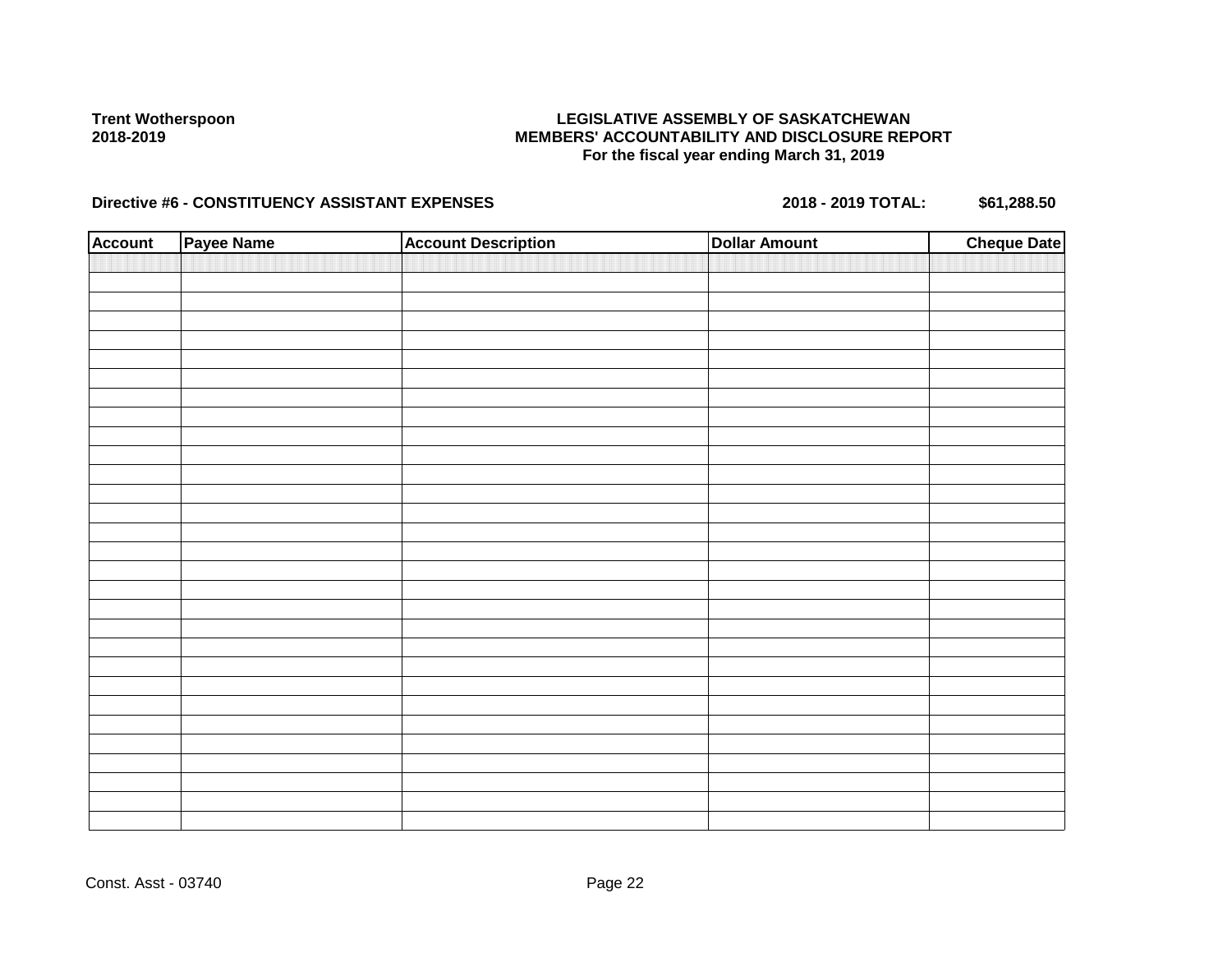**Trent Wotherspoon**
**2018-2019**

**LEGISLATIVE ASSEMBLY OF SASKATCHEWAN**
**MEMBERS' ACCOUNTABILITY AND DISCLOSURE REPORT**
**For the fiscal year ending March 31, 2019**

**Directive #6 - CONSTITUENCY ASSISTANT EXPENSES** **2018 - 2019 TOTAL: $61,288.50**

| Account | Payee Name | Account Description | Dollar Amount | Cheque Date |
|---|---|---|---|---|
| | | | | |

Const. Asst - 03740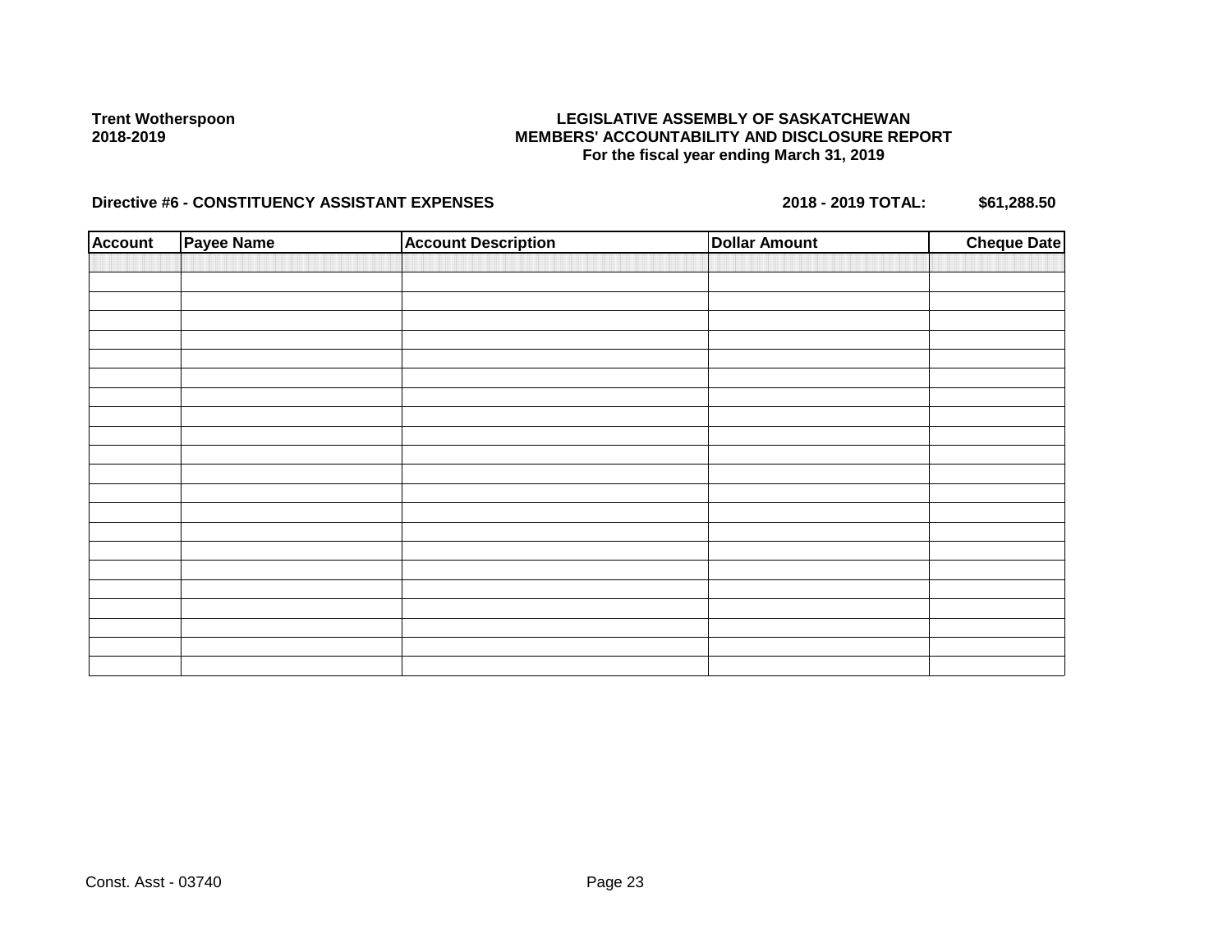**Trent Wotherspoon**
**2018-2019**

**LEGISLATIVE ASSEMBLY OF SASKATCHEWAN**
**MEMBERS' ACCOUNTABILITY AND DISCLOSURE REPORT**
**For the fiscal year ending March 31, 2019**

**Directive #6 - CONSTITUENCY ASSISTANT EXPENSES** **2018 - 2019 TOTAL: $61,288.50**

| Account | Payee Name | Account Description | Dollar Amount | Cheque Date |
|---|---|---|---|---|
| | | | | |

Const. Asst - 03740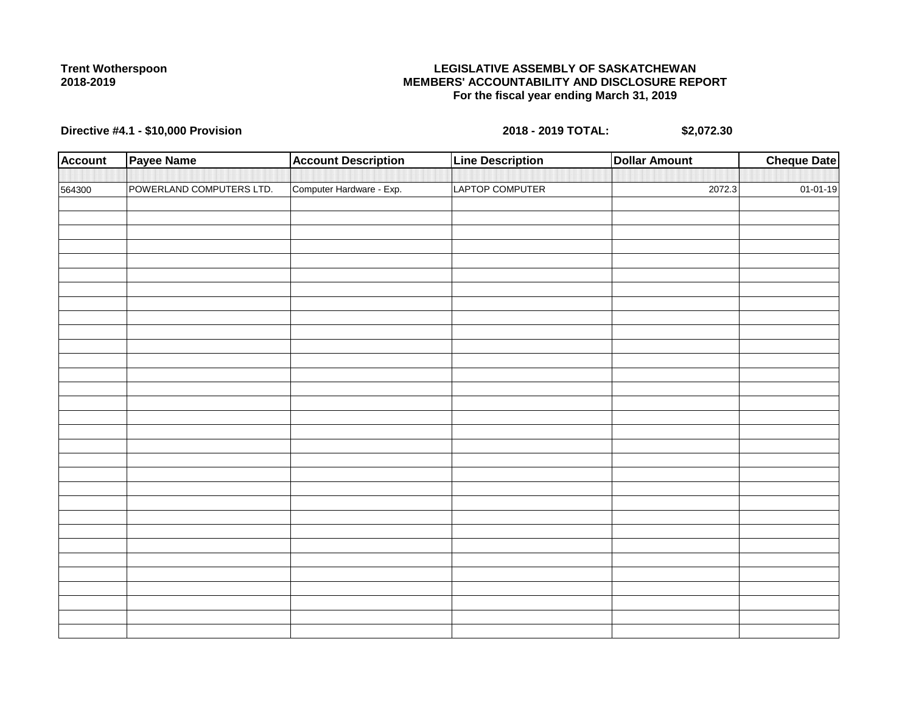**Trent Wotherspoon**
**2018-2019**

**LEGISLATIVE ASSEMBLY OF SASKATCHEWAN**
**MEMBERS' ACCOUNTABILITY AND DISCLOSURE REPORT**
**For the fiscal year ending March 31, 2019**

**Directive #4.1 - $10,000 Provision** **2018 - 2019 TOTAL:** **$2,072.30**

| Account | Payee Name | Account Description | Line Description | Dollar Amount | Cheque Date |
|---|---|---|---|---|---|
| 564300 | POWERLAND COMPUTERS LTD. | Computer Hardware - Exp. | LAPTOP COMPUTER | 2072.3 | 01-01-19 |